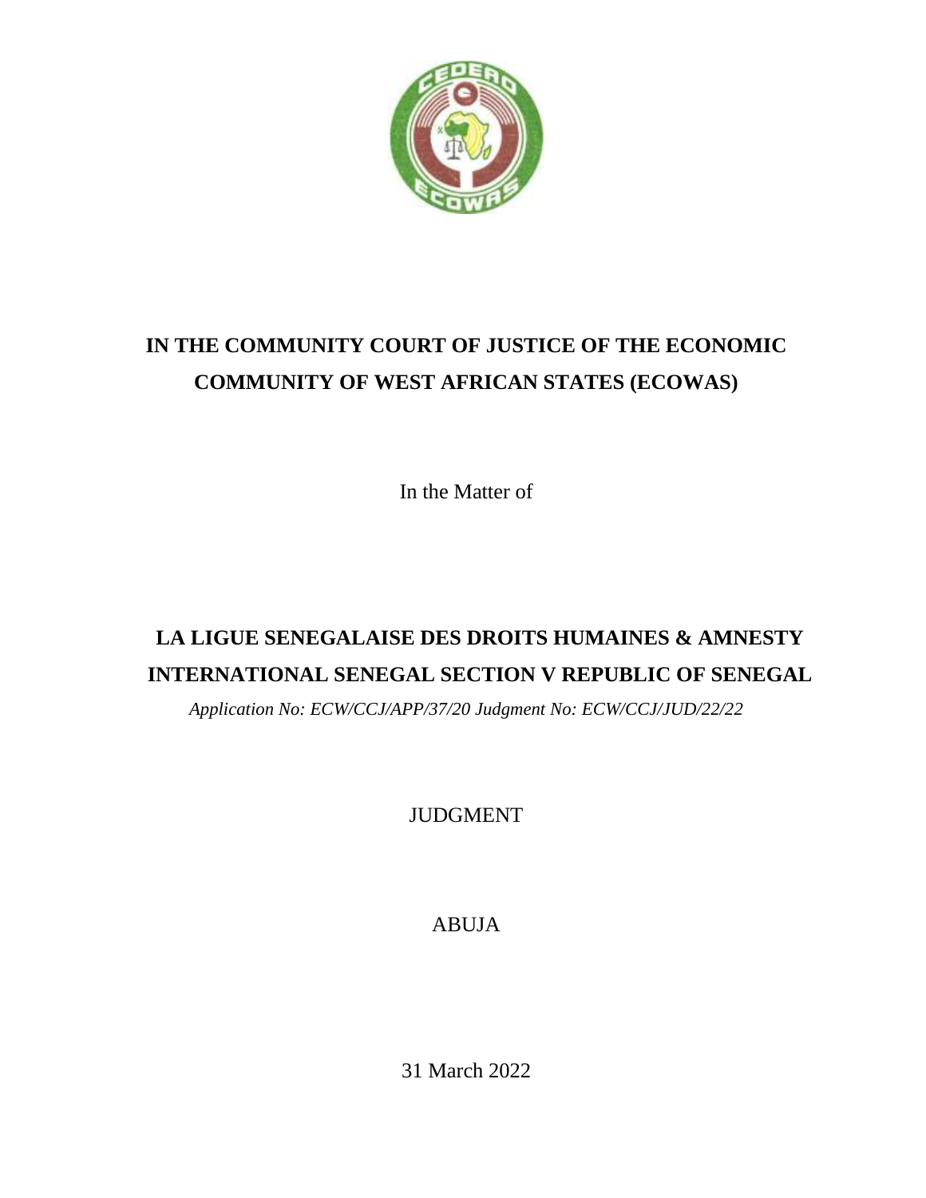**IN THE COMMUNITY COURT OF JUSTICE OF THE ECONOMIC COMMUNITY OF WEST AFRICAN STATES (ECOWAS)**

In the Matter of

**LA LIGUE SENEGALAISE DES DROITS HUMAINES & AMNESTY INTERNATIONAL SENEGAL SECTION V REPUBLIC OF SENEGAL**

*Application No: ECW/CCJ/APP/37/20 Judgment No: ECW/CCJ/JUD/22/22*

JUDGMENT

ABUJA

31 March 2022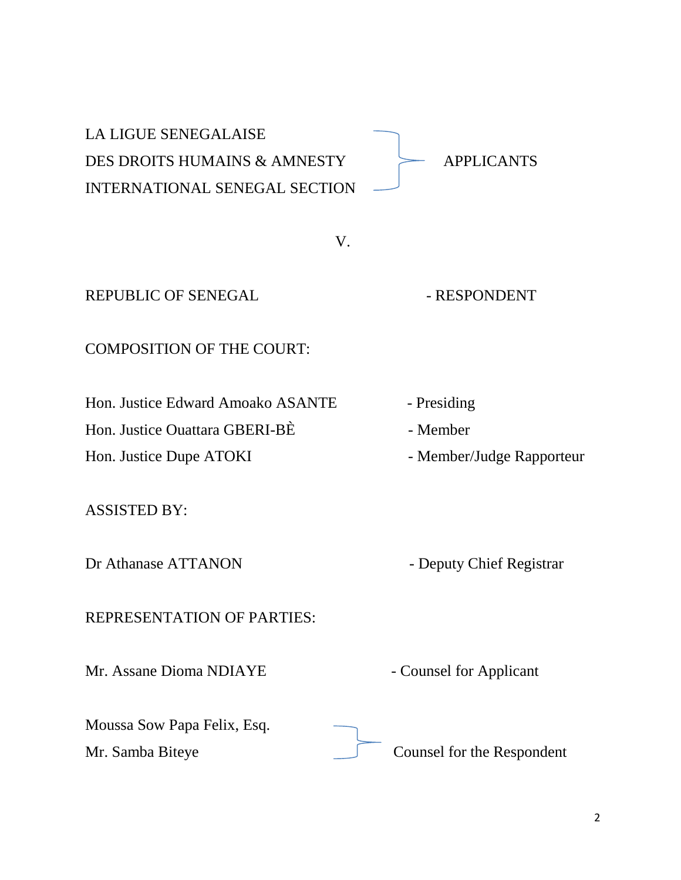LA LIGUE SENEGALAISE DES DROITS HUMAINS & AMNESTY INTERNATIONAL SENEGAL SECTION — APPLICANTS

V.

REPUBLIC OF SENEGAL - RESPONDENT

COMPOSITION OF THE COURT:

| | |
|---|---|
| Hon. Justice Edward Amoako ASANTE | - Presiding |
| Hon. Justice Ouattara GBERI-BÈ | - Member |
| Hon. Justice Dupe ATOKI | - Member/Judge Rapporteur |

ASSISTED BY:

| | |
|---|---|
| Dr Athanase ATTANON | - Deputy Chief Registrar |

REPRESENTATION OF PARTIES:

| | |
|---|---|
| Mr. Assane Dioma NDIAYE | - Counsel for Applicant |
| Moussa Sow Papa Felix, Esq. Mr. Samba Biteye | Counsel for the Respondent |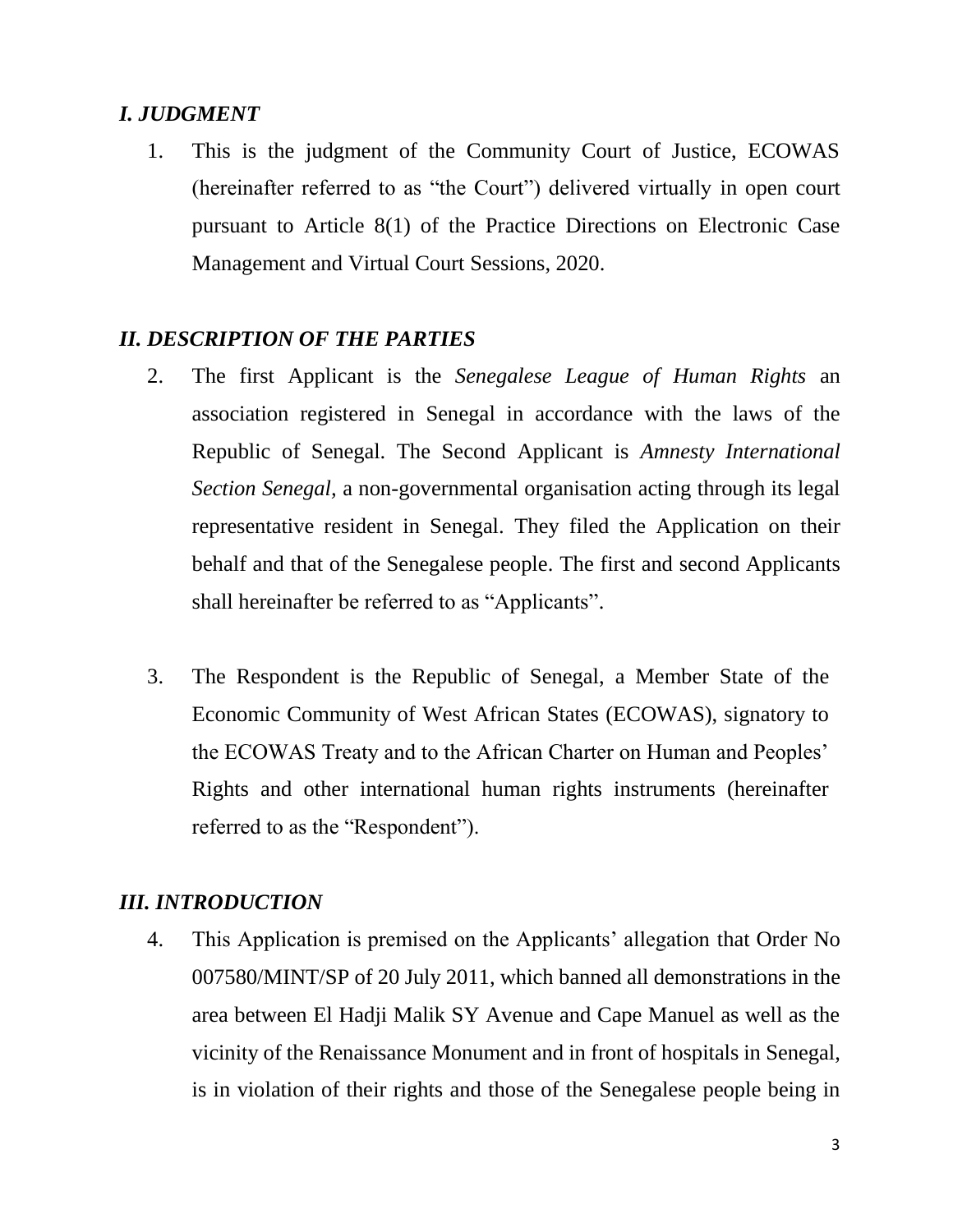## *I. JUDGMENT*

1. This is the judgment of the Community Court of Justice, ECOWAS (hereinafter referred to as "the Court") delivered virtually in open court pursuant to Article 8(1) of the Practice Directions on Electronic Case Management and Virtual Court Sessions, 2020.

## *II. DESCRIPTION OF THE PARTIES*

2. The first Applicant is the *Senegalese League of Human Rights* an association registered in Senegal in accordance with the laws of the Republic of Senegal. The Second Applicant is *Amnesty International Section Senegal*, a non-governmental organisation acting through its legal representative resident in Senegal. They filed the Application on their behalf and that of the Senegalese people. The first and second Applicants shall hereinafter be referred to as "Applicants".

3. The Respondent is the Republic of Senegal, a Member State of the Economic Community of West African States (ECOWAS), signatory to the ECOWAS Treaty and to the African Charter on Human and Peoples' Rights and other international human rights instruments (hereinafter referred to as the "Respondent").

## *III. INTRODUCTION*

4. This Application is premised on the Applicants' allegation that Order No 007580/MINT/SP of 20 July 2011, which banned all demonstrations in the area between El Hadji Malik SY Avenue and Cape Manuel as well as the vicinity of the Renaissance Monument and in front of hospitals in Senegal, is in violation of their rights and those of the Senegalese people being in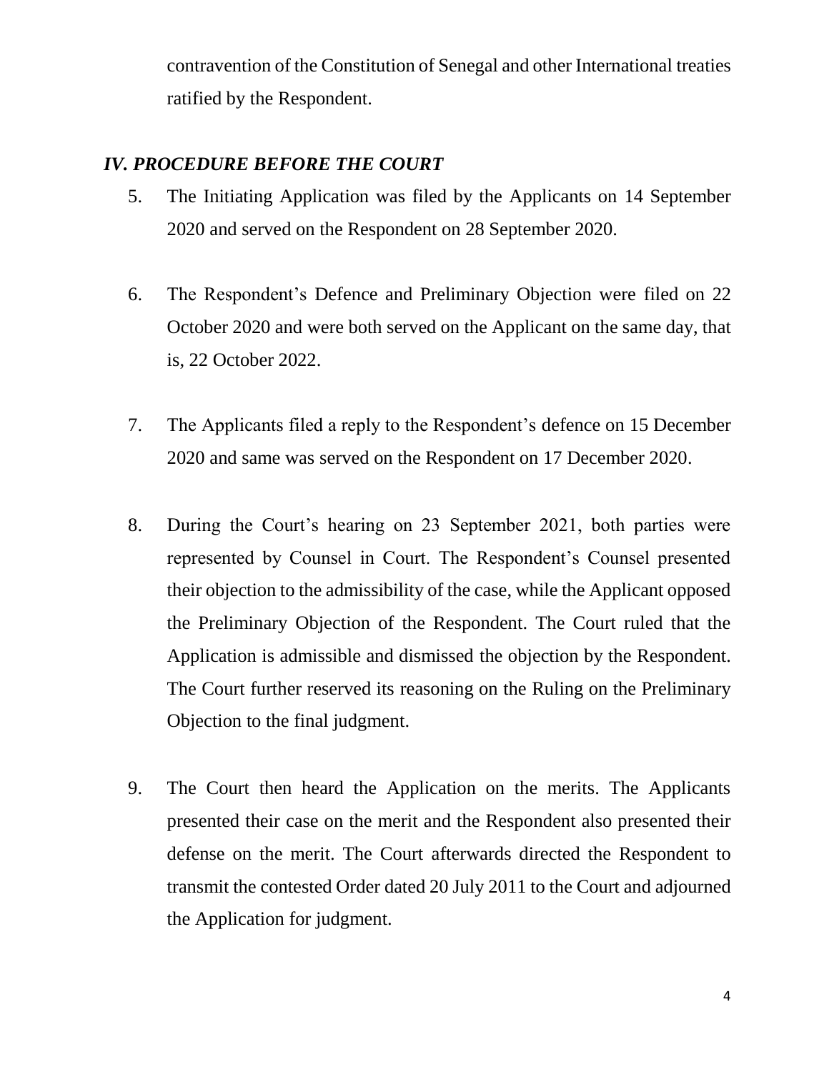contravention of the Constitution of Senegal and other International treaties ratified by the Respondent.

### *IV. PROCEDURE BEFORE THE COURT*

5. The Initiating Application was filed by the Applicants on 14 September 2020 and served on the Respondent on 28 September 2020.

6. The Respondent's Defence and Preliminary Objection were filed on 22 October 2020 and were both served on the Applicant on the same day, that is, 22 October 2022.

7. The Applicants filed a reply to the Respondent's defence on 15 December 2020 and same was served on the Respondent on 17 December 2020.

8. During the Court's hearing on 23 September 2021, both parties were represented by Counsel in Court. The Respondent's Counsel presented their objection to the admissibility of the case, while the Applicant opposed the Preliminary Objection of the Respondent. The Court ruled that the Application is admissible and dismissed the objection by the Respondent. The Court further reserved its reasoning on the Ruling on the Preliminary Objection to the final judgment.

9. The Court then heard the Application on the merits. The Applicants presented their case on the merit and the Respondent also presented their defense on the merit. The Court afterwards directed the Respondent to transmit the contested Order dated 20 July 2011 to the Court and adjourned the Application for judgment.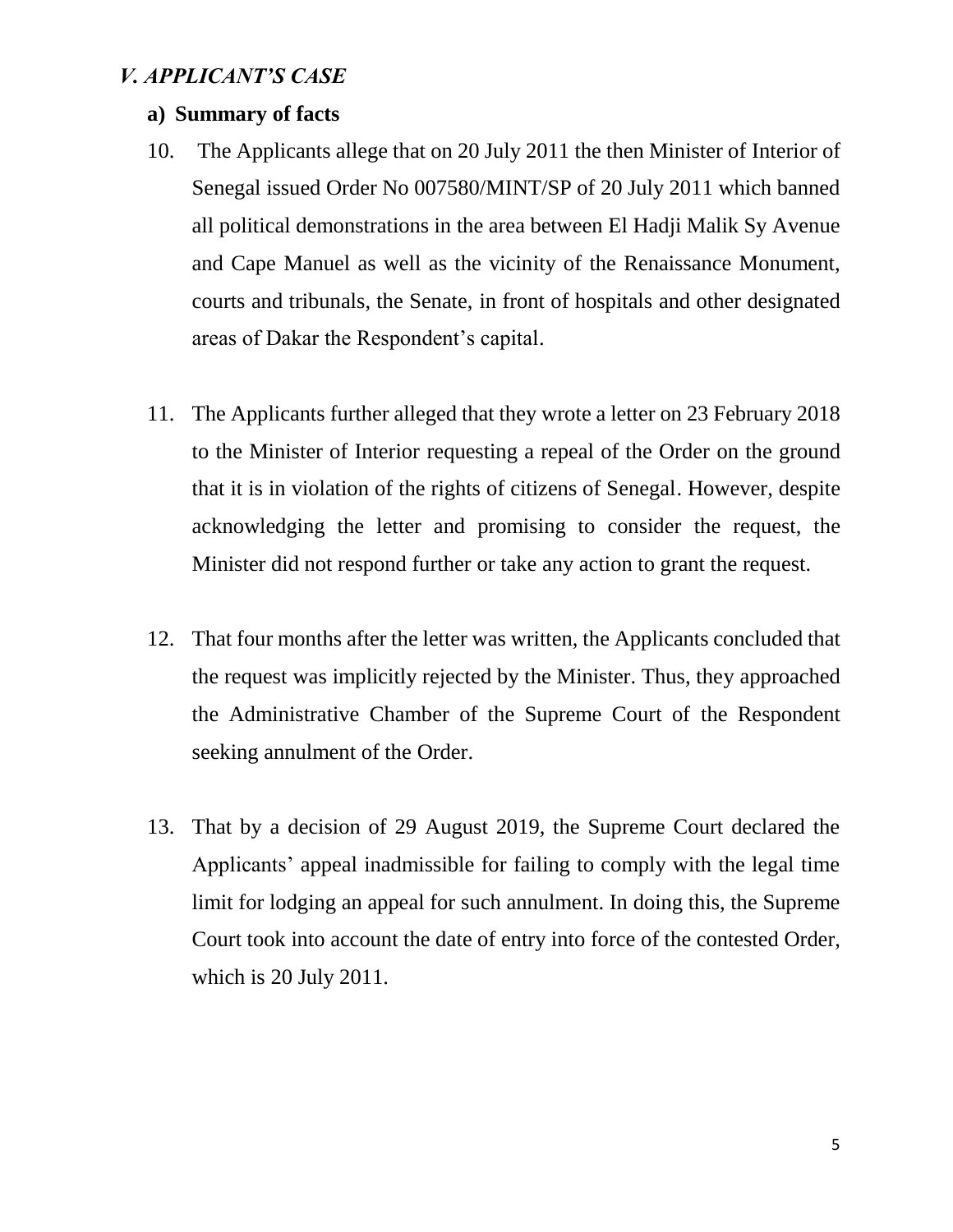## *V. APPLICANT'S CASE*

### a) Summary of facts

10. The Applicants allege that on 20 July 2011 the then Minister of Interior of Senegal issued Order No 007580/MINT/SP of 20 July 2011 which banned all political demonstrations in the area between El Hadji Malik Sy Avenue and Cape Manuel as well as the vicinity of the Renaissance Monument, courts and tribunals, the Senate, in front of hospitals and other designated areas of Dakar the Respondent's capital.

11. The Applicants further alleged that they wrote a letter on 23 February 2018 to the Minister of Interior requesting a repeal of the Order on the ground that it is in violation of the rights of citizens of Senegal. However, despite acknowledging the letter and promising to consider the request, the Minister did not respond further or take any action to grant the request.

12. That four months after the letter was written, the Applicants concluded that the request was implicitly rejected by the Minister. Thus, they approached the Administrative Chamber of the Supreme Court of the Respondent seeking annulment of the Order.

13. That by a decision of 29 August 2019, the Supreme Court declared the Applicants' appeal inadmissible for failing to comply with the legal time limit for lodging an appeal for such annulment. In doing this, the Supreme Court took into account the date of entry into force of the contested Order, which is 20 July 2011.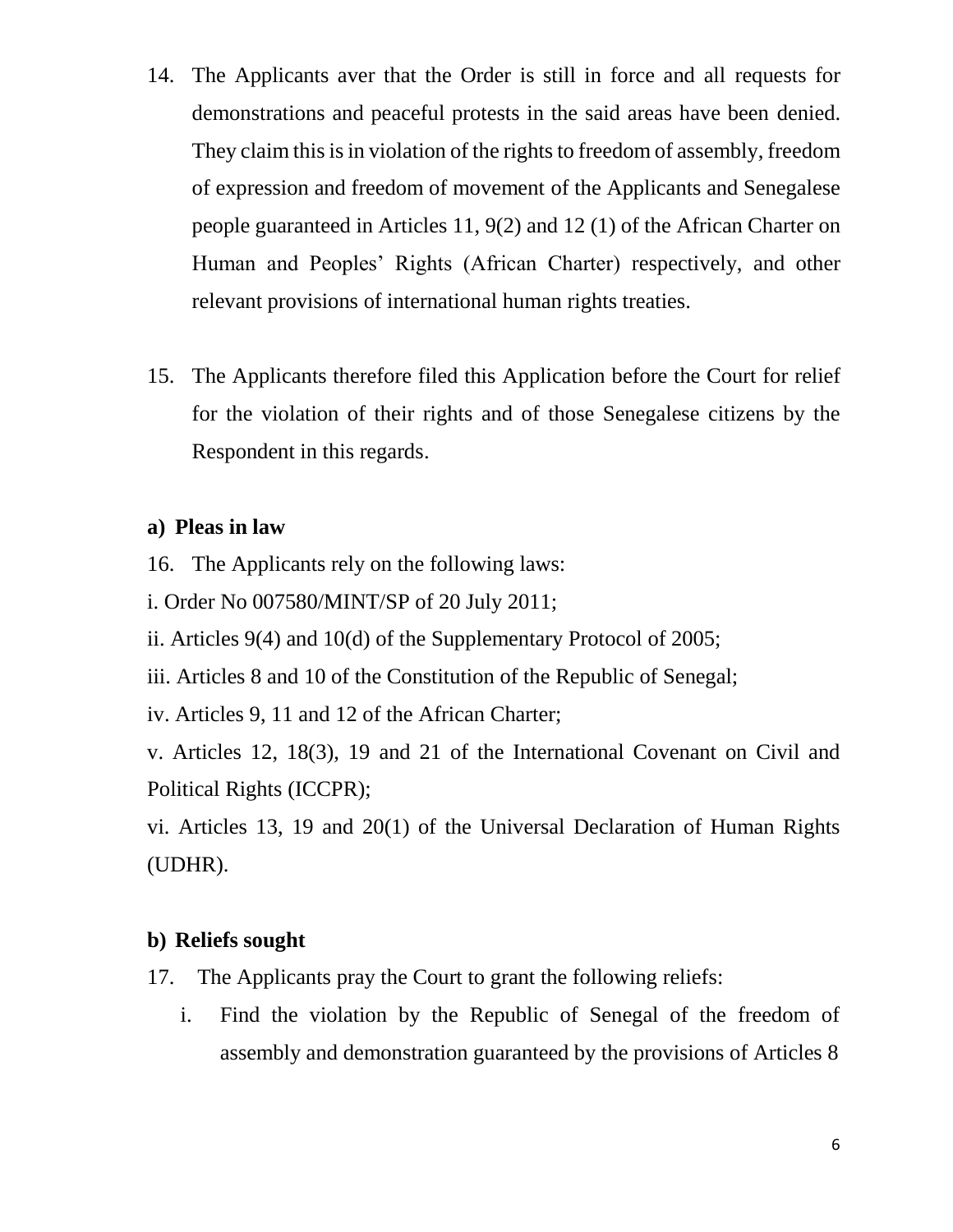14. The Applicants aver that the Order is still in force and all requests for demonstrations and peaceful protests in the said areas have been denied. They claim this is in violation of the rights to freedom of assembly, freedom of expression and freedom of movement of the Applicants and Senegalese people guaranteed in Articles 11, 9(2) and 12 (1) of the African Charter on Human and Peoples' Rights (African Charter) respectively, and other relevant provisions of international human rights treaties.

15. The Applicants therefore filed this Application before the Court for relief for the violation of their rights and of those Senegalese citizens by the Respondent in this regards.

**a) Pleas in law**

16. The Applicants rely on the following laws:

i. Order No 007580/MINT/SP of 20 July 2011;

ii. Articles 9(4) and 10(d) of the Supplementary Protocol of 2005;

iii. Articles 8 and 10 of the Constitution of the Republic of Senegal;

iv. Articles 9, 11 and 12 of the African Charter;

v. Articles 12, 18(3), 19 and 21 of the International Covenant on Civil and Political Rights (ICCPR);

vi. Articles 13, 19 and 20(1) of the Universal Declaration of Human Rights (UDHR).

**b) Reliefs sought**

17. The Applicants pray the Court to grant the following reliefs:

 i. Find the violation by the Republic of Senegal of the freedom of assembly and demonstration guaranteed by the provisions of Articles 8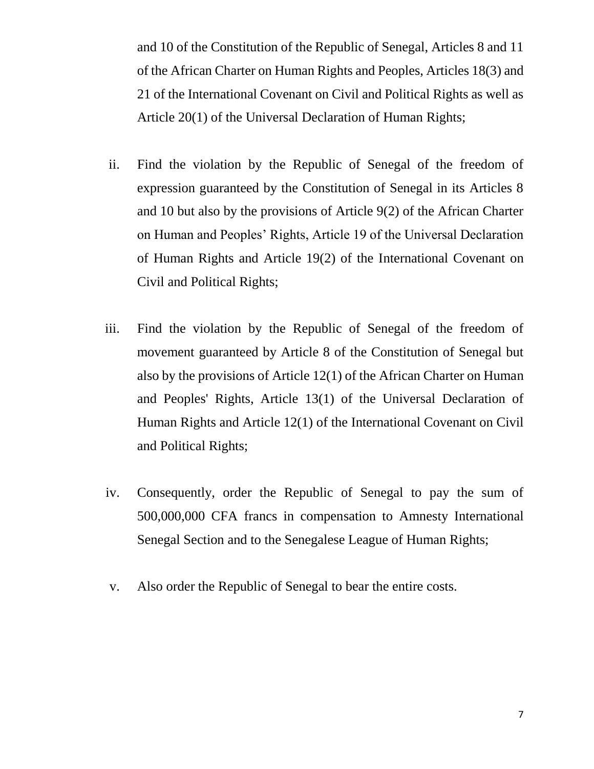and 10 of the Constitution of the Republic of Senegal, Articles 8 and 11 of the African Charter on Human Rights and Peoples, Articles 18(3) and 21 of the International Covenant on Civil and Political Rights as well as Article 20(1) of the Universal Declaration of Human Rights;

ii. Find the violation by the Republic of Senegal of the freedom of expression guaranteed by the Constitution of Senegal in its Articles 8 and 10 but also by the provisions of Article 9(2) of the African Charter on Human and Peoples' Rights, Article 19 of the Universal Declaration of Human Rights and Article 19(2) of the International Covenant on Civil and Political Rights;

iii. Find the violation by the Republic of Senegal of the freedom of movement guaranteed by Article 8 of the Constitution of Senegal but also by the provisions of Article 12(1) of the African Charter on Human and Peoples' Rights, Article 13(1) of the Universal Declaration of Human Rights and Article 12(1) of the International Covenant on Civil and Political Rights;

iv. Consequently, order the Republic of Senegal to pay the sum of 500,000,000 CFA francs in compensation to Amnesty International Senegal Section and to the Senegalese League of Human Rights;

v. Also order the Republic of Senegal to bear the entire costs.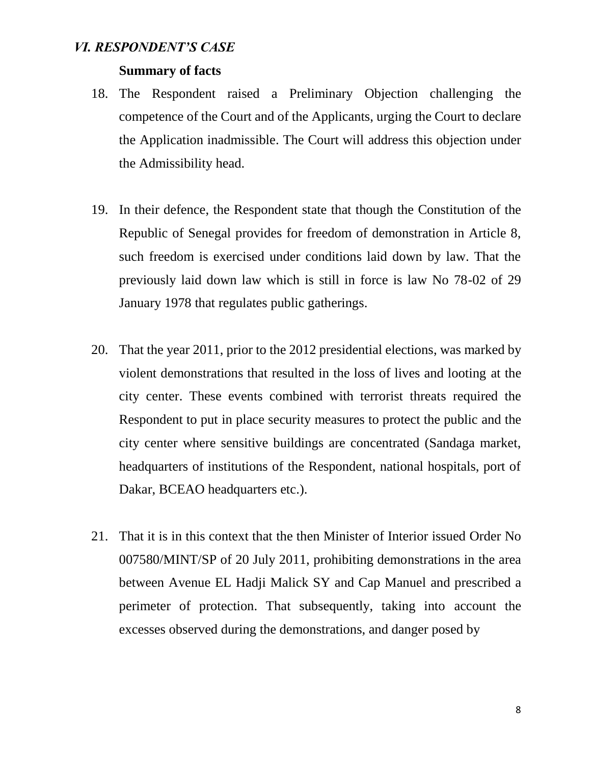## *VI. RESPONDENT'S CASE*

**Summary of facts**

18. The Respondent raised a Preliminary Objection challenging the competence of the Court and of the Applicants, urging the Court to declare the Application inadmissible. The Court will address this objection under the Admissibility head.

19. In their defence, the Respondent state that though the Constitution of the Republic of Senegal provides for freedom of demonstration in Article 8, such freedom is exercised under conditions laid down by law. That the previously laid down law which is still in force is law No 78-02 of 29 January 1978 that regulates public gatherings.

20. That the year 2011, prior to the 2012 presidential elections, was marked by violent demonstrations that resulted in the loss of lives and looting at the city center. These events combined with terrorist threats required the Respondent to put in place security measures to protect the public and the city center where sensitive buildings are concentrated (Sandaga market, headquarters of institutions of the Respondent, national hospitals, port of Dakar, BCEAO headquarters etc.).

21. That it is in this context that the then Minister of Interior issued Order No 007580/MINT/SP of 20 July 2011, prohibiting demonstrations in the area between Avenue EL Hadji Malick SY and Cap Manuel and prescribed a perimeter of protection. That subsequently, taking into account the excesses observed during the demonstrations, and danger posed by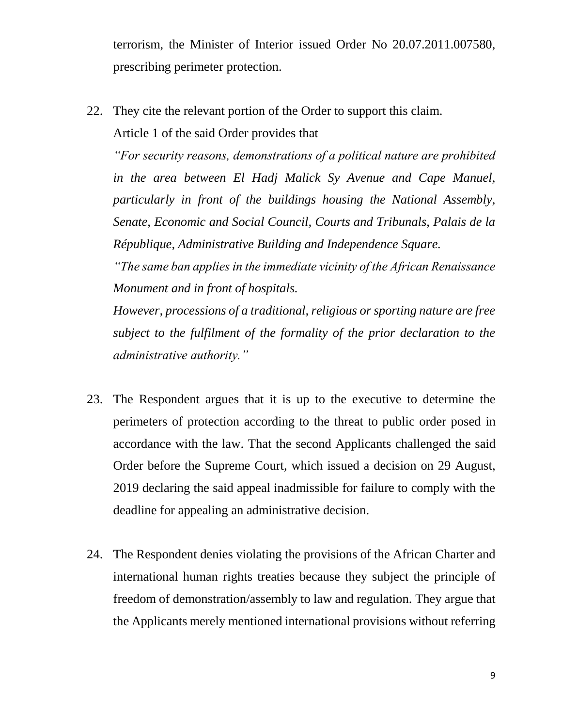terrorism, the Minister of Interior issued Order No 20.07.2011.007580, prescribing perimeter protection.

22. They cite the relevant portion of the Order to support this claim. Article 1 of the said Order provides that

    *"For security reasons, demonstrations of a political nature are prohibited in the area between El Hadj Malick Sy Avenue and Cape Manuel, particularly in front of the buildings housing the National Assembly, Senate, Economic and Social Council, Courts and Tribunals, Palais de la République, Administrative Building and Independence Square.*

    *"The same ban applies in the immediate vicinity of the African Renaissance Monument and in front of hospitals.*

    *However, processions of a traditional, religious or sporting nature are free subject to the fulfilment of the formality of the prior declaration to the administrative authority."*

23. The Respondent argues that it is up to the executive to determine the perimeters of protection according to the threat to public order posed in accordance with the law. That the second Applicants challenged the said Order before the Supreme Court, which issued a decision on 29 August, 2019 declaring the said appeal inadmissible for failure to comply with the deadline for appealing an administrative decision.

24. The Respondent denies violating the provisions of the African Charter and international human rights treaties because they subject the principle of freedom of demonstration/assembly to law and regulation. They argue that the Applicants merely mentioned international provisions without referring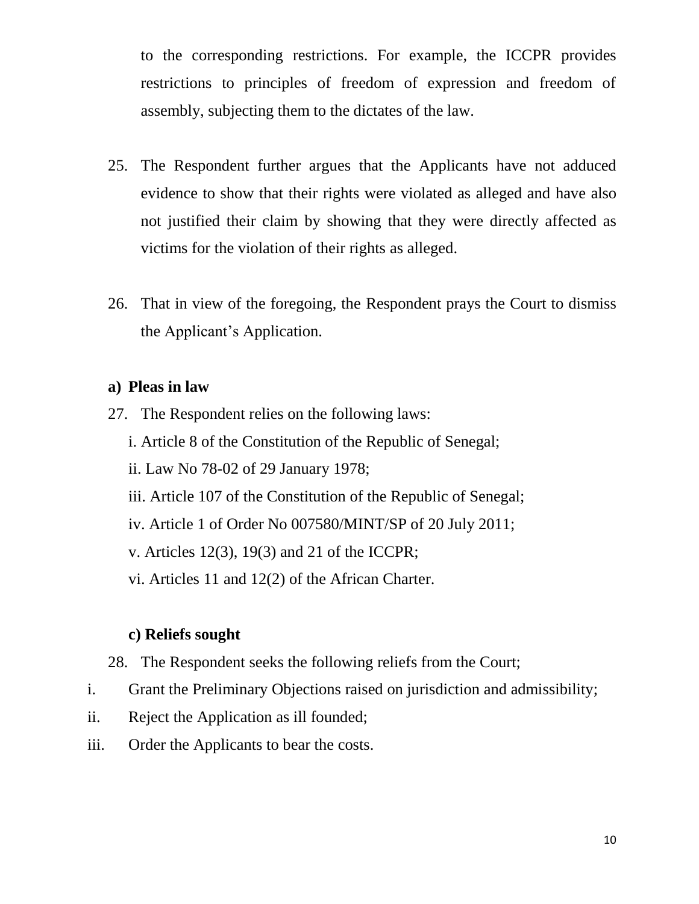to the corresponding restrictions. For example, the ICCPR provides restrictions to principles of freedom of expression and freedom of assembly, subjecting them to the dictates of the law.

25. The Respondent further argues that the Applicants have not adduced evidence to show that their rights were violated as alleged and have also not justified their claim by showing that they were directly affected as victims for the violation of their rights as alleged.

26. That in view of the foregoing, the Respondent prays the Court to dismiss the Applicant's Application.

**a) Pleas in law**

27. The Respondent relies on the following laws:

i. Article 8 of the Constitution of the Republic of Senegal;

ii. Law No 78-02 of 29 January 1978;

iii. Article 107 of the Constitution of the Republic of Senegal;

iv. Article 1 of Order No 007580/MINT/SP of 20 July 2011;

v. Articles 12(3), 19(3) and 21 of the ICCPR;

vi. Articles 11 and 12(2) of the African Charter.

**c) Reliefs sought**

28. The Respondent seeks the following reliefs from the Court;

i. Grant the Preliminary Objections raised on jurisdiction and admissibility;

ii. Reject the Application as ill founded;

iii. Order the Applicants to bear the costs.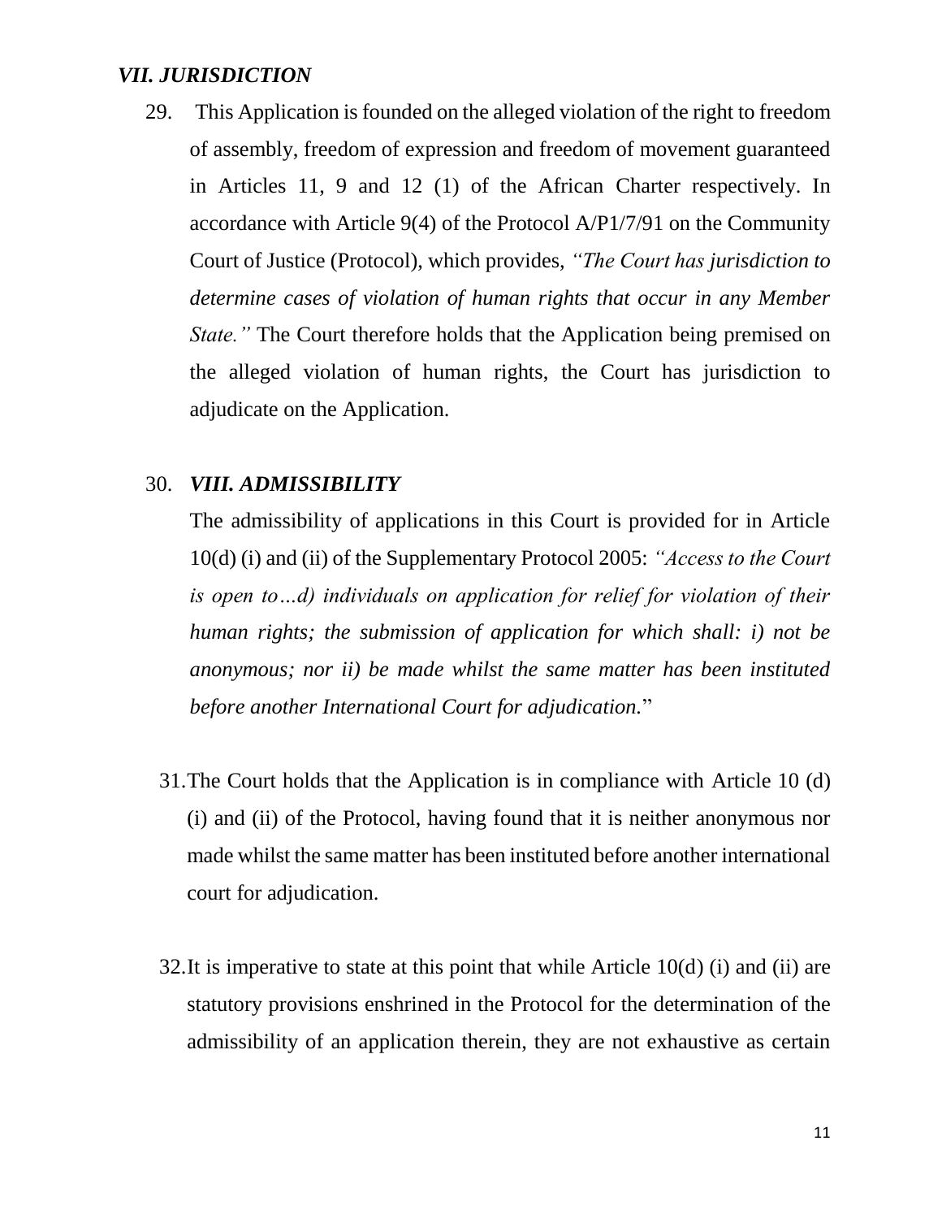### *VII. JURISDICTION*

29. This Application is founded on the alleged violation of the right to freedom of assembly, freedom of expression and freedom of movement guaranteed in Articles 11, 9 and 12 (1) of the African Charter respectively. In accordance with Article 9(4) of the Protocol A/P1/7/91 on the Community Court of Justice (Protocol), which provides, *"The Court has jurisdiction to determine cases of violation of human rights that occur in any Member State."* The Court therefore holds that the Application being premised on the alleged violation of human rights, the Court has jurisdiction to adjudicate on the Application.

30. ***VIII. ADMISSIBILITY***

The admissibility of applications in this Court is provided for in Article 10(d) (i) and (ii) of the Supplementary Protocol 2005: *"Access to the Court is open to…d) individuals on application for relief for violation of their human rights; the submission of application for which shall: i) not be anonymous; nor ii) be made whilst the same matter has been instituted before another International Court for adjudication.*"

31. The Court holds that the Application is in compliance with Article 10 (d) (i) and (ii) of the Protocol, having found that it is neither anonymous nor made whilst the same matter has been instituted before another international court for adjudication.

32. It is imperative to state at this point that while Article 10(d) (i) and (ii) are statutory provisions enshrined in the Protocol for the determination of the admissibility of an application therein, they are not exhaustive as certain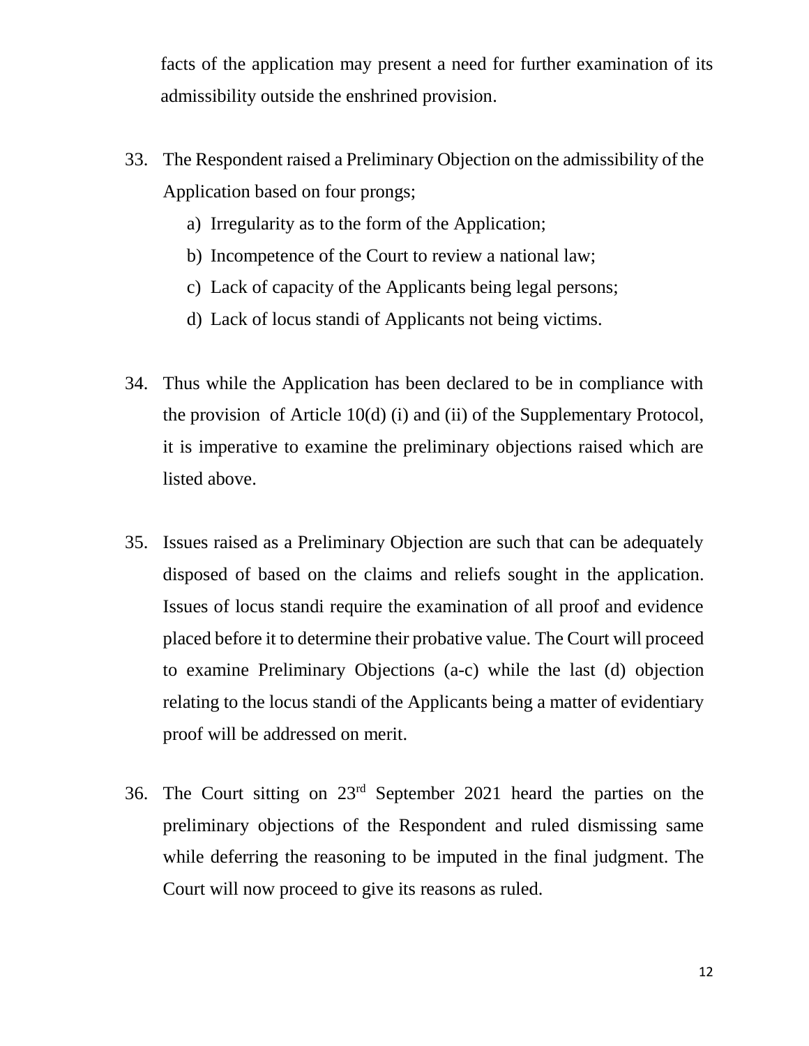facts of the application may present a need for further examination of its admissibility outside the enshrined provision.

33. The Respondent raised a Preliminary Objection on the admissibility of the Application based on four prongs;

    a) Irregularity as to the form of the Application;
    b) Incompetence of the Court to review a national law;
    c) Lack of capacity of the Applicants being legal persons;
    d) Lack of locus standi of Applicants not being victims.

34. Thus while the Application has been declared to be in compliance with the provision of Article 10(d) (i) and (ii) of the Supplementary Protocol, it is imperative to examine the preliminary objections raised which are listed above.

35. Issues raised as a Preliminary Objection are such that can be adequately disposed of based on the claims and reliefs sought in the application. Issues of locus standi require the examination of all proof and evidence placed before it to determine their probative value. The Court will proceed to examine Preliminary Objections (a-c) while the last (d) objection relating to the locus standi of the Applicants being a matter of evidentiary proof will be addressed on merit.

36. The Court sitting on 23rd September 2021 heard the parties on the preliminary objections of the Respondent and ruled dismissing same while deferring the reasoning to be imputed in the final judgment. The Court will now proceed to give its reasons as ruled.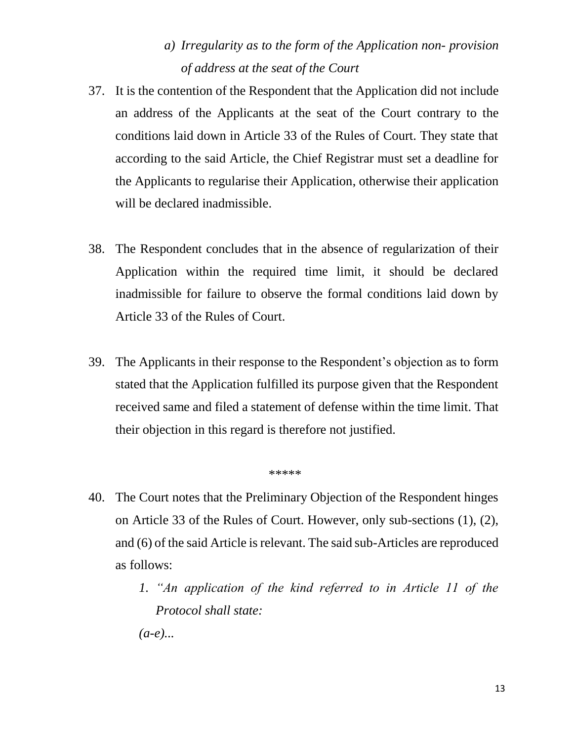*a) Irregularity as to the form of the Application non- provision of address at the seat of the Court*

37. It is the contention of the Respondent that the Application did not include an address of the Applicants at the seat of the Court contrary to the conditions laid down in Article 33 of the Rules of Court. They state that according to the said Article, the Chief Registrar must set a deadline for the Applicants to regularise their Application, otherwise their application will be declared inadmissible.

38. The Respondent concludes that in the absence of regularization of their Application within the required time limit, it should be declared inadmissible for failure to observe the formal conditions laid down by Article 33 of the Rules of Court.

39. The Applicants in their response to the Respondent's objection as to form stated that the Application fulfilled its purpose given that the Respondent received same and filed a statement of defense within the time limit. That their objection in this regard is therefore not justified.

*****

40. The Court notes that the Preliminary Objection of the Respondent hinges on Article 33 of the Rules of Court. However, only sub-sections (1), (2), and (6) of the said Article is relevant. The said sub-Articles are reproduced as follows:

    1. *"An application of the kind referred to in Article 11 of the Protocol shall state:*

    *(a-e)...*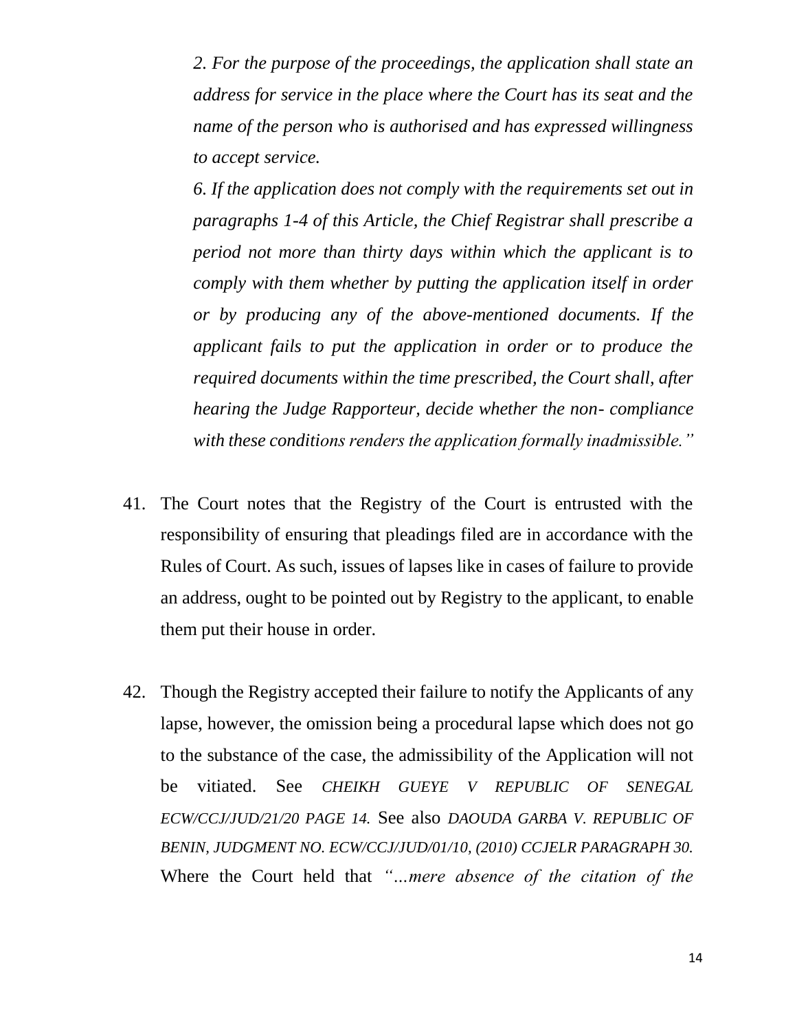*2. For the purpose of the proceedings, the application shall state an address for service in the place where the Court has its seat and the name of the person who is authorised and has expressed willingness to accept service.*

*6. If the application does not comply with the requirements set out in paragraphs 1-4 of this Article, the Chief Registrar shall prescribe a period not more than thirty days within which the applicant is to comply with them whether by putting the application itself in order or by producing any of the above-mentioned documents. If the applicant fails to put the application in order or to produce the required documents within the time prescribed, the Court shall, after hearing the Judge Rapporteur, decide whether the non- compliance with these conditions renders the application formally inadmissible."*

41. The Court notes that the Registry of the Court is entrusted with the responsibility of ensuring that pleadings filed are in accordance with the Rules of Court. As such, issues of lapses like in cases of failure to provide an address, ought to be pointed out by Registry to the applicant, to enable them put their house in order.

42. Though the Registry accepted their failure to notify the Applicants of any lapse, however, the omission being a procedural lapse which does not go to the substance of the case, the admissibility of the Application will not be vitiated. See *CHEIKH GUEYE V REPUBLIC OF SENEGAL ECW/CCJ/JUD/21/20 PAGE 14.* See also *DAOUDA GARBA V. REPUBLIC OF BENIN, JUDGMENT NO. ECW/CCJ/JUD/01/10, (2010) CCJELR PARAGRAPH 30.* Where the Court held that *"…mere absence of the citation of the*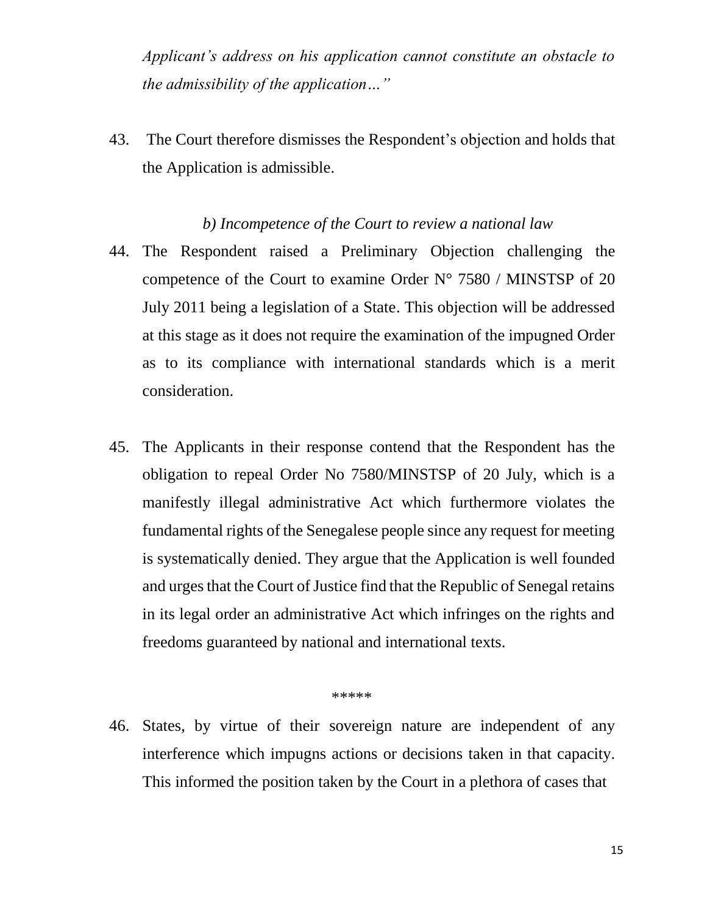*Applicant's address on his application cannot constitute an obstacle to the admissibility of the application…"*

43. The Court therefore dismisses the Respondent's objection and holds that the Application is admissible.

*b) Incompetence of the Court to review a national law*

44. The Respondent raised a Preliminary Objection challenging the competence of the Court to examine Order N° 7580 / MINSTSP of 20 July 2011 being a legislation of a State. This objection will be addressed at this stage as it does not require the examination of the impugned Order as to its compliance with international standards which is a merit consideration.

45. The Applicants in their response contend that the Respondent has the obligation to repeal Order No 7580/MINSTSP of 20 July, which is a manifestly illegal administrative Act which furthermore violates the fundamental rights of the Senegalese people since any request for meeting is systematically denied. They argue that the Application is well founded and urges that the Court of Justice find that the Republic of Senegal retains in its legal order an administrative Act which infringes on the rights and freedoms guaranteed by national and international texts.

*****

46. States, by virtue of their sovereign nature are independent of any interference which impugns actions or decisions taken in that capacity. This informed the position taken by the Court in a plethora of cases that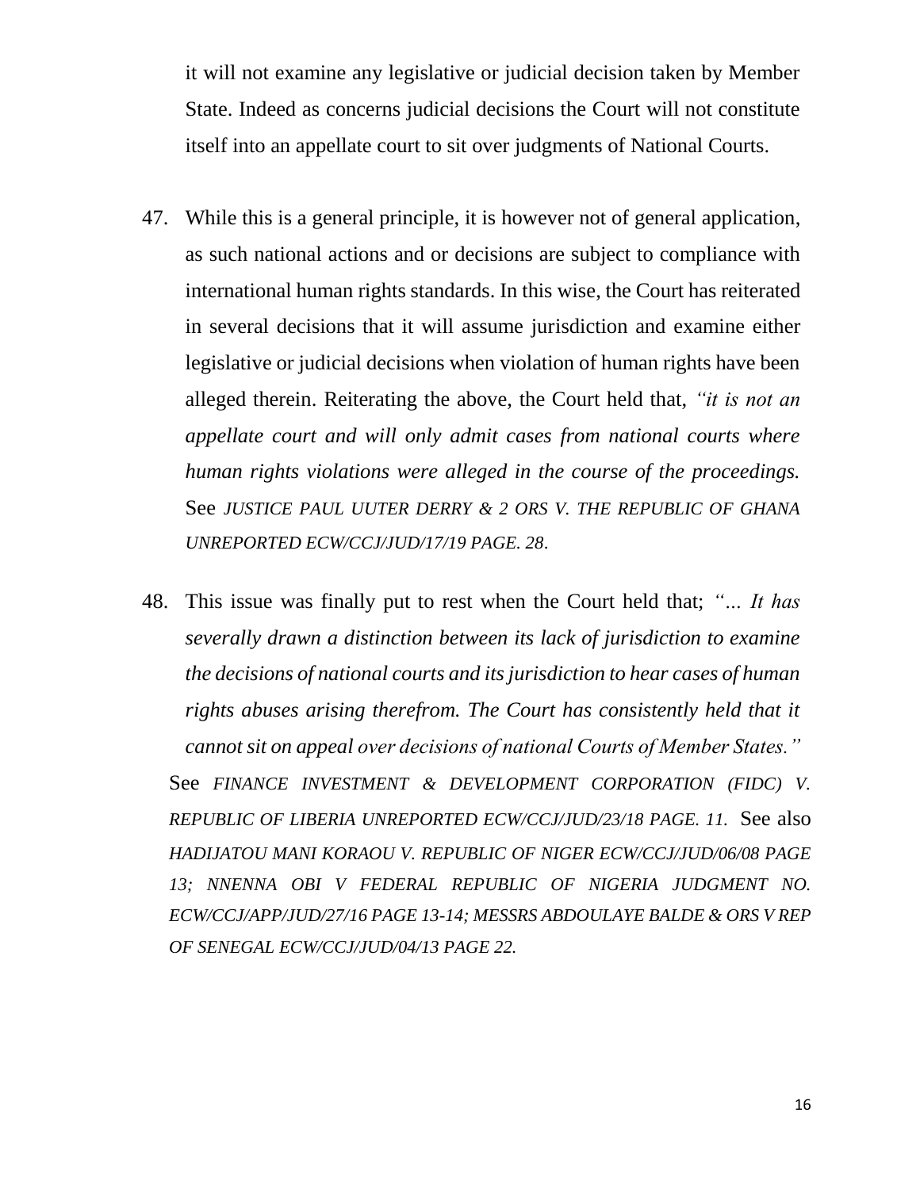it will not examine any legislative or judicial decision taken by Member State. Indeed as concerns judicial decisions the Court will not constitute itself into an appellate court to sit over judgments of National Courts.

47. While this is a general principle, it is however not of general application, as such national actions and or decisions are subject to compliance with international human rights standards. In this wise, the Court has reiterated in several decisions that it will assume jurisdiction and examine either legislative or judicial decisions when violation of human rights have been alleged therein. Reiterating the above, the Court held that, *"it is not an appellate court and will only admit cases from national courts where human rights violations were alleged in the course of the proceedings.* See *JUSTICE PAUL UUTER DERRY & 2 ORS V. THE REPUBLIC OF GHANA UNREPORTED ECW/CCJ/JUD/17/19 PAGE. 28*.

48. This issue was finally put to rest when the Court held that; *"... It has severally drawn a distinction between its lack of jurisdiction to examine the decisions of national courts and its jurisdiction to hear cases of human rights abuses arising therefrom. The Court has consistently held that it cannot sit on appeal over decisions of national Courts of Member States."* See *FINANCE INVESTMENT & DEVELOPMENT CORPORATION (FIDC) V. REPUBLIC OF LIBERIA UNREPORTED ECW/CCJ/JUD/23/18 PAGE. 11.* See also *HADIJATOU MANI KORAOU V. REPUBLIC OF NIGER ECW/CCJ/JUD/06/08 PAGE 13; NNENNA OBI V FEDERAL REPUBLIC OF NIGERIA JUDGMENT NO. ECW/CCJ/APP/JUD/27/16 PAGE 13-14; MESSRS ABDOULAYE BALDE & ORS V REP OF SENEGAL ECW/CCJ/JUD/04/13 PAGE 22.*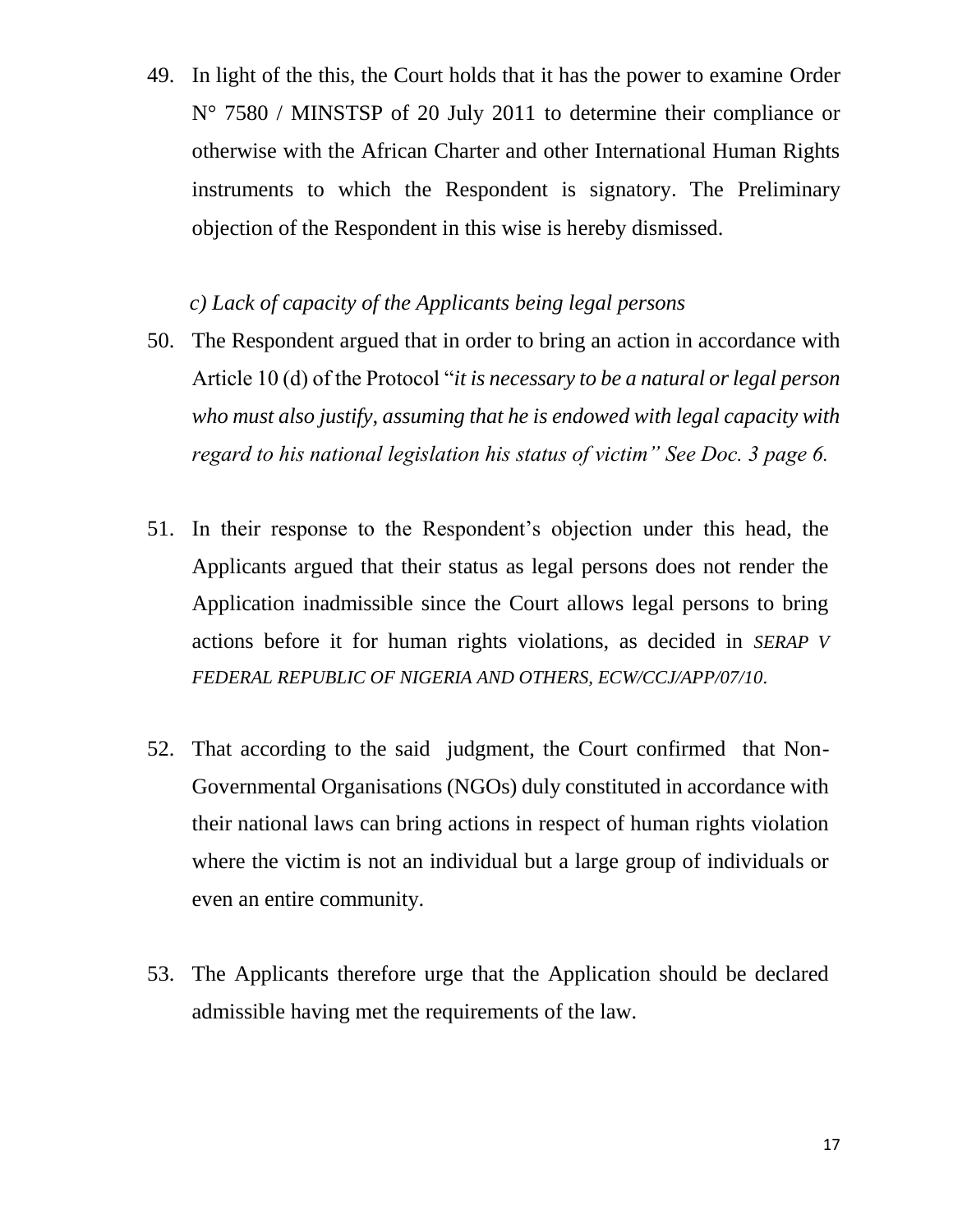49. In light of the this, the Court holds that it has the power to examine Order N° 7580 / MINSTSP of 20 July 2011 to determine their compliance or otherwise with the African Charter and other International Human Rights instruments to which the Respondent is signatory. The Preliminary objection of the Respondent in this wise is hereby dismissed.

*c) Lack of capacity of the Applicants being legal persons*

50. The Respondent argued that in order to bring an action in accordance with Article 10 (d) of the Protocol "*it is necessary to be a natural or legal person who must also justify, assuming that he is endowed with legal capacity with regard to his national legislation his status of victim" See Doc. 3 page 6.*

51. In their response to the Respondent's objection under this head, the Applicants argued that their status as legal persons does not render the Application inadmissible since the Court allows legal persons to bring actions before it for human rights violations, as decided in *SERAP V FEDERAL REPUBLIC OF NIGERIA AND OTHERS, ECW/CCJ/APP/07/10*.

52. That according to the said judgment, the Court confirmed that Non-Governmental Organisations (NGOs) duly constituted in accordance with their national laws can bring actions in respect of human rights violation where the victim is not an individual but a large group of individuals or even an entire community.

53. The Applicants therefore urge that the Application should be declared admissible having met the requirements of the law.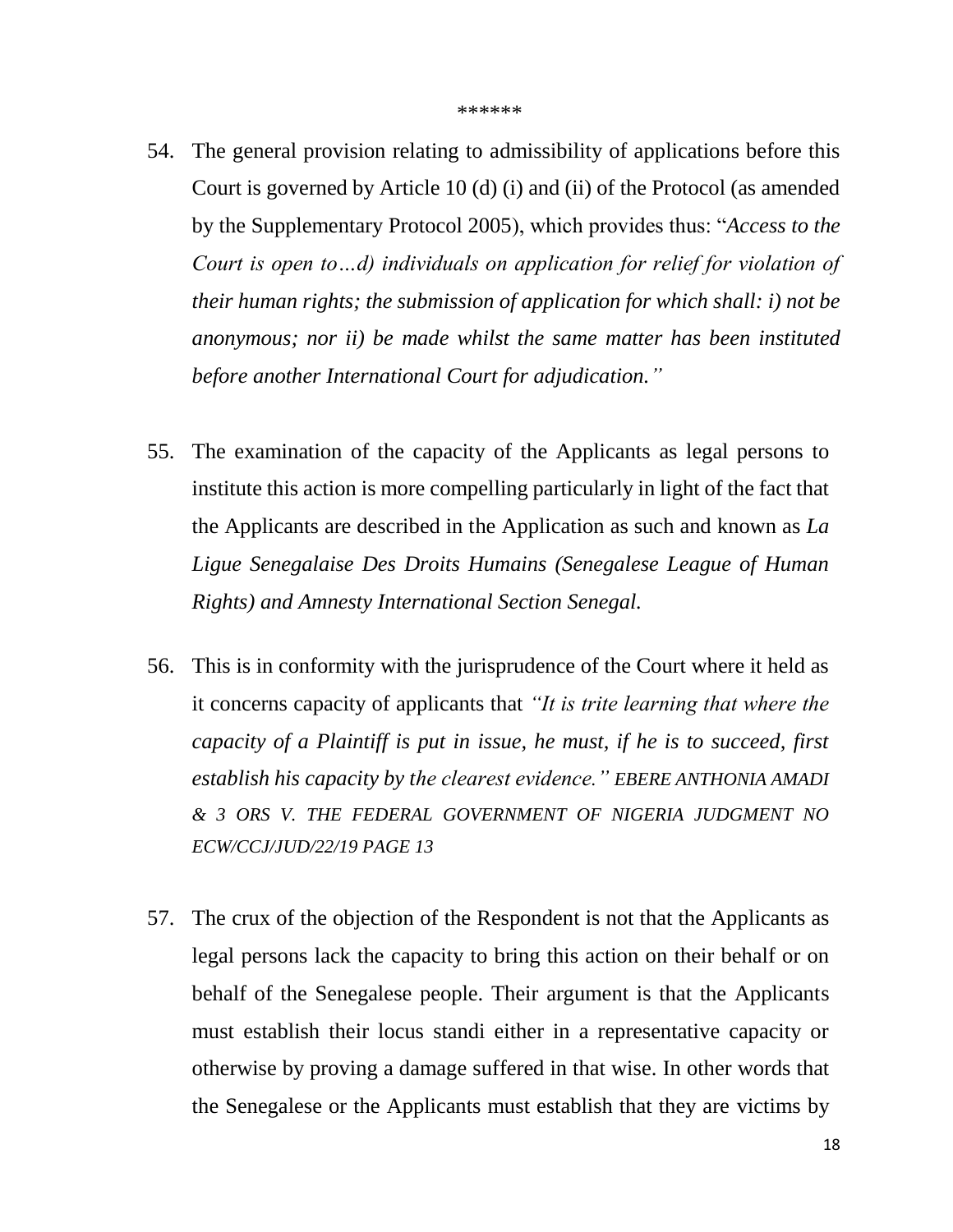\*\*\*\*\*\*

54. The general provision relating to admissibility of applications before this Court is governed by Article 10 (d) (i) and (ii) of the Protocol (as amended by the Supplementary Protocol 2005), which provides thus: "*Access to the Court is open to…d) individuals on application for relief for violation of their human rights; the submission of application for which shall: i) not be anonymous; nor ii) be made whilst the same matter has been instituted before another International Court for adjudication.*"

55. The examination of the capacity of the Applicants as legal persons to institute this action is more compelling particularly in light of the fact that the Applicants are described in the Application as such and known as *La Ligue Senegalaise Des Droits Humains (Senegalese League of Human Rights) and Amnesty International Section Senegal.*

56. This is in conformity with the jurisprudence of the Court where it held as it concerns capacity of applicants that *"It is trite learning that where the capacity of a Plaintiff is put in issue, he must, if he is to succeed, first establish his capacity by the clearest evidence." EBERE ANTHONIA AMADI & 3 ORS V. THE FEDERAL GOVERNMENT OF NIGERIA JUDGMENT NO ECW/CCJ/JUD/22/19 PAGE 13*

57. The crux of the objection of the Respondent is not that the Applicants as legal persons lack the capacity to bring this action on their behalf or on behalf of the Senegalese people. Their argument is that the Applicants must establish their locus standi either in a representative capacity or otherwise by proving a damage suffered in that wise. In other words that the Senegalese or the Applicants must establish that they are victims by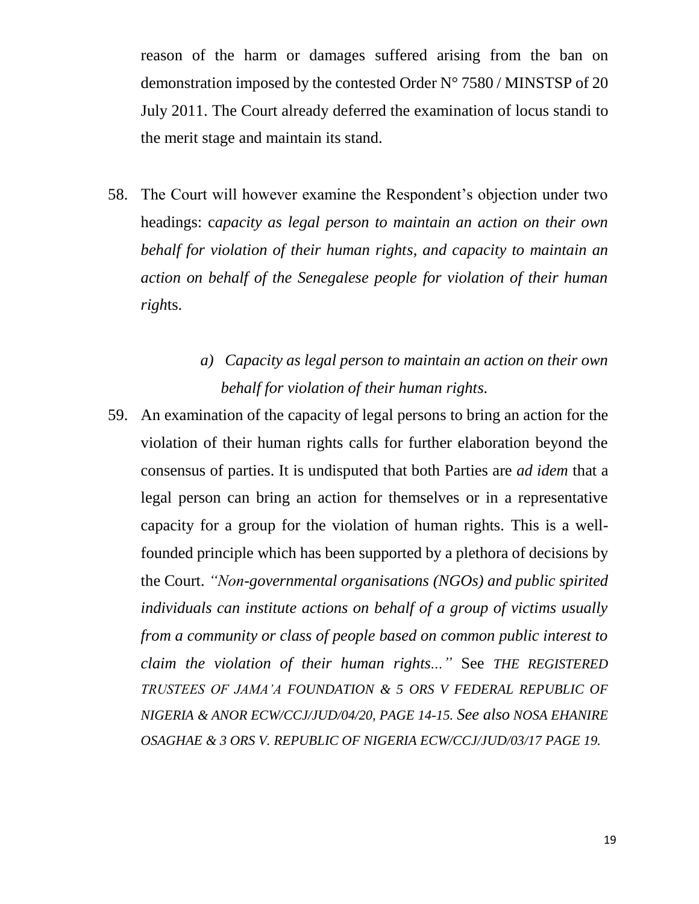reason of the harm or damages suffered arising from the ban on demonstration imposed by the contested Order N° 7580 / MINSTSP of 20 July 2011. The Court already deferred the examination of locus standi to the merit stage and maintain its stand.

58. The Court will however examine the Respondent's objection under two headings: c*apacity as legal person to maintain an action on their own behalf for violation of their human rights, and capacity to maintain an action on behalf of the Senegalese people for violation of their human righ*ts.

*a) Capacity as legal person to maintain an action on their own behalf for violation of their human rights.*

59. An examination of the capacity of legal persons to bring an action for the violation of their human rights calls for further elaboration beyond the consensus of parties. It is undisputed that both Parties are *ad idem* that a legal person can bring an action for themselves or in a representative capacity for a group for the violation of human rights. This is a well-founded principle which has been supported by a plethora of decisions by the Court. *"Non-governmental organisations (NGOs) and public spirited individuals can institute actions on behalf of a group of victims usually from a community or class of people based on common public interest to claim the violation of their human rights..."* See *THE REGISTERED TRUSTEES OF JAMA'A FOUNDATION & 5 ORS V FEDERAL REPUBLIC OF NIGERIA & ANOR ECW/CCJ/JUD/04/20, PAGE 14-15. See also NOSA EHANIRE OSAGHAE & 3 ORS V. REPUBLIC OF NIGERIA ECW/CCJ/JUD/03/17 PAGE 19.*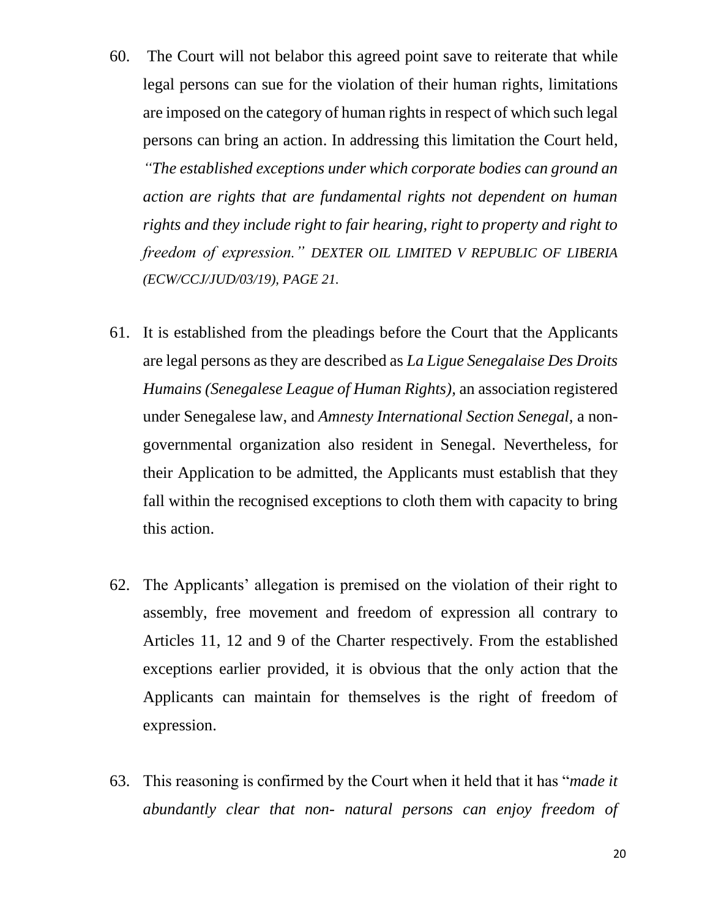60. The Court will not belabor this agreed point save to reiterate that while legal persons can sue for the violation of their human rights, limitations are imposed on the category of human rights in respect of which such legal persons can bring an action. In addressing this limitation the Court held, *"The established exceptions under which corporate bodies can ground an action are rights that are fundamental rights not dependent on human rights and they include right to fair hearing, right to property and right to freedom of expression." DEXTER OIL LIMITED V REPUBLIC OF LIBERIA (ECW/CCJ/JUD/03/19), PAGE 21.*

61. It is established from the pleadings before the Court that the Applicants are legal persons as they are described as *La Ligue Senegalaise Des Droits Humains (Senegalese League of Human Rights),* an association registered under Senegalese law, and *Amnesty International Section Senegal,* a non-governmental organization also resident in Senegal. Nevertheless, for their Application to be admitted, the Applicants must establish that they fall within the recognised exceptions to cloth them with capacity to bring this action.

62. The Applicants' allegation is premised on the violation of their right to assembly, free movement and freedom of expression all contrary to Articles 11, 12 and 9 of the Charter respectively. From the established exceptions earlier provided, it is obvious that the only action that the Applicants can maintain for themselves is the right of freedom of expression.

63. This reasoning is confirmed by the Court when it held that it has "*made it abundantly clear that non- natural persons can enjoy freedom of*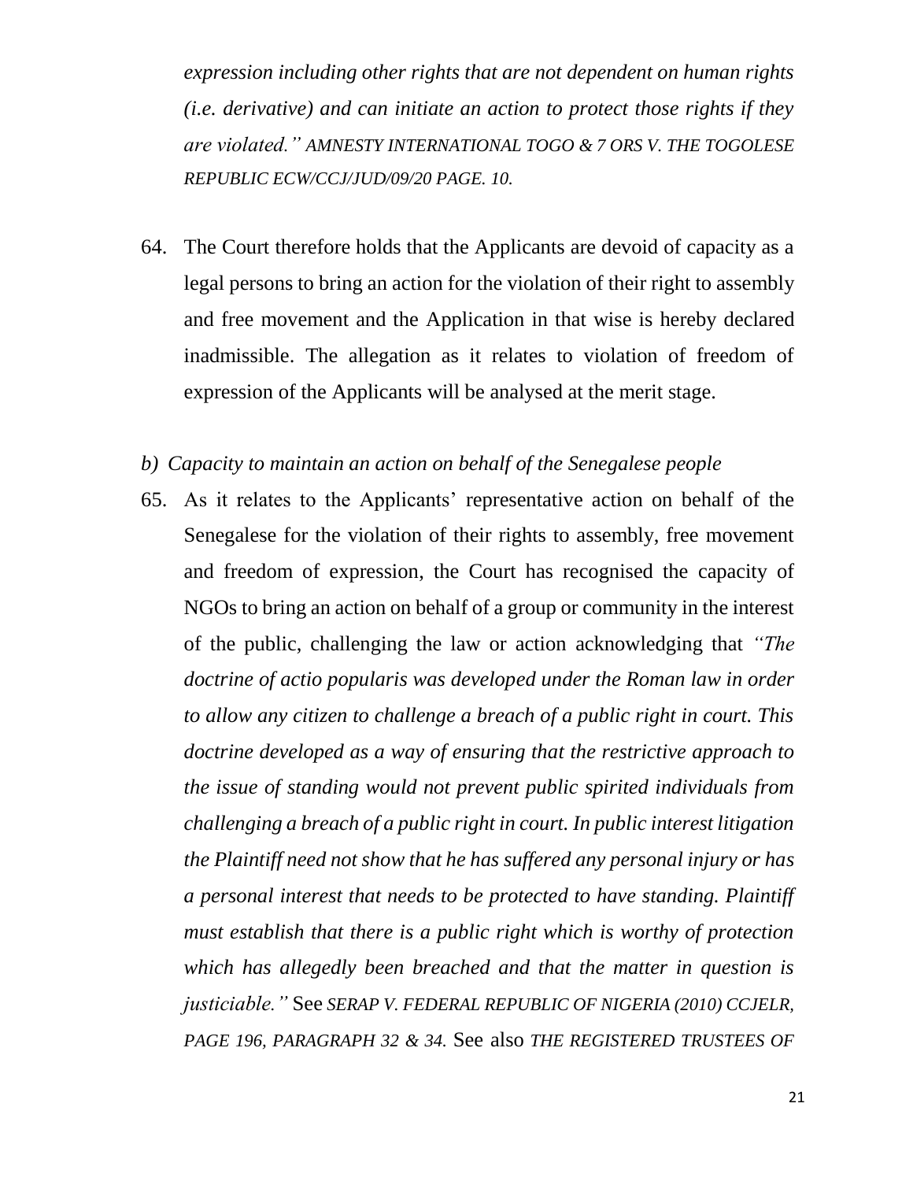*expression including other rights that are not dependent on human rights (i.e. derivative) and can initiate an action to protect those rights if they are violated." AMNESTY INTERNATIONAL TOGO & 7 ORS V. THE TOGOLESE REPUBLIC ECW/CCJ/JUD/09/20 PAGE. 10.*

64. The Court therefore holds that the Applicants are devoid of capacity as a legal persons to bring an action for the violation of their right to assembly and free movement and the Application in that wise is hereby declared inadmissible. The allegation as it relates to violation of freedom of expression of the Applicants will be analysed at the merit stage.

*b) Capacity to maintain an action on behalf of the Senegalese people*

65. As it relates to the Applicants' representative action on behalf of the Senegalese for the violation of their rights to assembly, free movement and freedom of expression, the Court has recognised the capacity of NGOs to bring an action on behalf of a group or community in the interest of the public, challenging the law or action acknowledging that *"The doctrine of actio popularis was developed under the Roman law in order to allow any citizen to challenge a breach of a public right in court. This doctrine developed as a way of ensuring that the restrictive approach to the issue of standing would not prevent public spirited individuals from challenging a breach of a public right in court. In public interest litigation the Plaintiff need not show that he has suffered any personal injury or has a personal interest that needs to be protected to have standing. Plaintiff must establish that there is a public right which is worthy of protection which has allegedly been breached and that the matter in question is justiciable."* See *SERAP V. FEDERAL REPUBLIC OF NIGERIA (2010) CCJELR, PAGE 196, PARAGRAPH 32 & 34.* See also *THE REGISTERED TRUSTEES OF*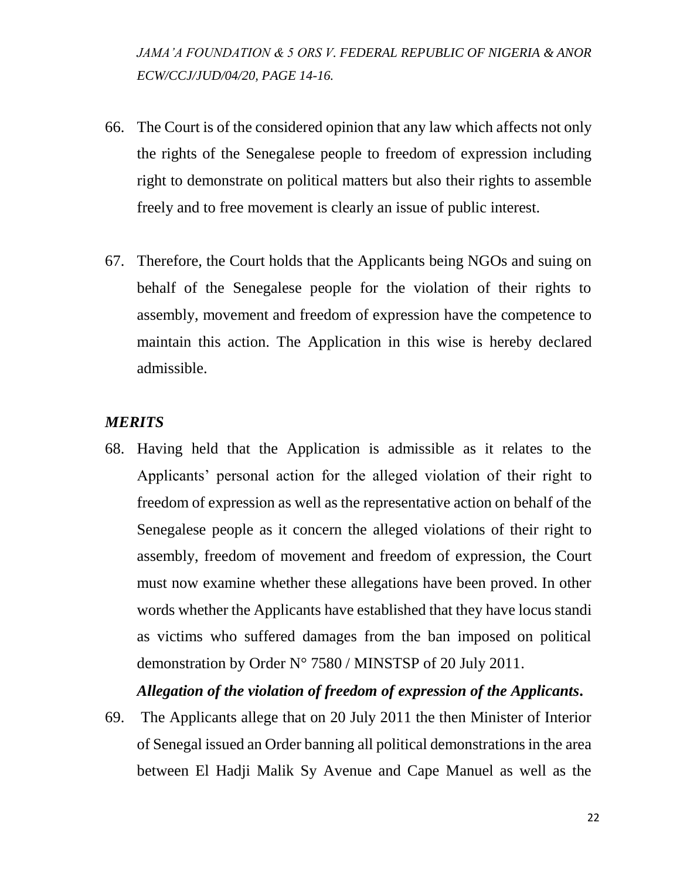*JAMA'A FOUNDATION & 5 ORS V. FEDERAL REPUBLIC OF NIGERIA & ANOR ECW/CCJ/JUD/04/20, PAGE 14-16.*

66. The Court is of the considered opinion that any law which affects not only the rights of the Senegalese people to freedom of expression including right to demonstrate on political matters but also their rights to assemble freely and to free movement is clearly an issue of public interest.

67. Therefore, the Court holds that the Applicants being NGOs and suing on behalf of the Senegalese people for the violation of their rights to assembly, movement and freedom of expression have the competence to maintain this action. The Application in this wise is hereby declared admissible.

### *MERITS*

68. Having held that the Application is admissible as it relates to the Applicants' personal action for the alleged violation of their right to freedom of expression as well as the representative action on behalf of the Senegalese people as it concern the alleged violations of their right to assembly, freedom of movement and freedom of expression, the Court must now examine whether these allegations have been proved. In other words whether the Applicants have established that they have locus standi as victims who suffered damages from the ban imposed on political demonstration by Order N° 7580 / MINSTSP of 20 July 2011.

***Allegation of the violation of freedom of expression of the Applicants.***

69. The Applicants allege that on 20 July 2011 the then Minister of Interior of Senegal issued an Order banning all political demonstrations in the area between El Hadji Malik Sy Avenue and Cape Manuel as well as the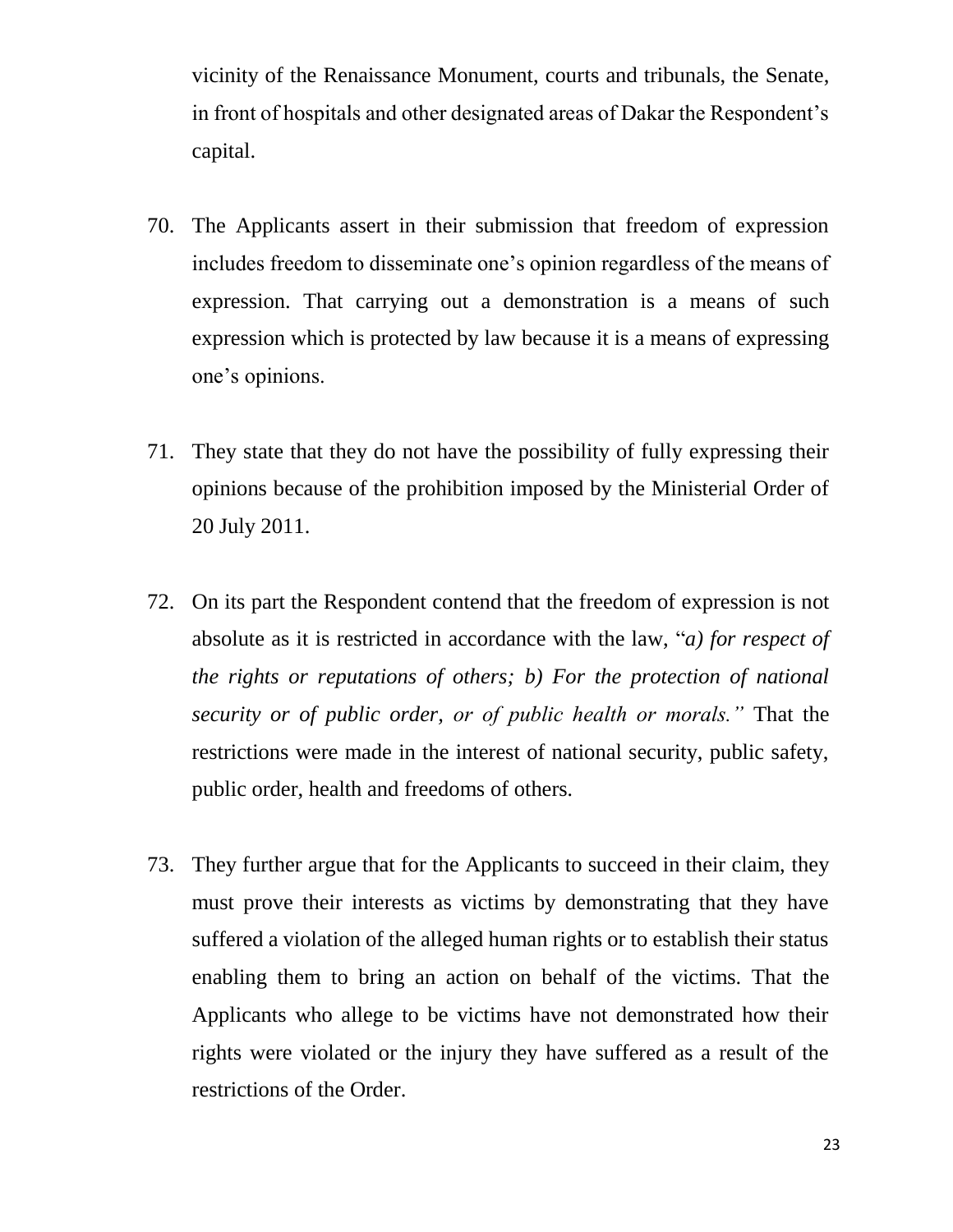vicinity of the Renaissance Monument, courts and tribunals, the Senate, in front of hospitals and other designated areas of Dakar the Respondent's capital.

70. The Applicants assert in their submission that freedom of expression includes freedom to disseminate one's opinion regardless of the means of expression. That carrying out a demonstration is a means of such expression which is protected by law because it is a means of expressing one's opinions.

71. They state that they do not have the possibility of fully expressing their opinions because of the prohibition imposed by the Ministerial Order of 20 July 2011.

72. On its part the Respondent contend that the freedom of expression is not absolute as it is restricted in accordance with the law, "*a) for respect of the rights or reputations of others; b) For the protection of national security or of public order, or of public health or morals.*" That the restrictions were made in the interest of national security, public safety, public order, health and freedoms of others.

73. They further argue that for the Applicants to succeed in their claim, they must prove their interests as victims by demonstrating that they have suffered a violation of the alleged human rights or to establish their status enabling them to bring an action on behalf of the victims. That the Applicants who allege to be victims have not demonstrated how their rights were violated or the injury they have suffered as a result of the restrictions of the Order.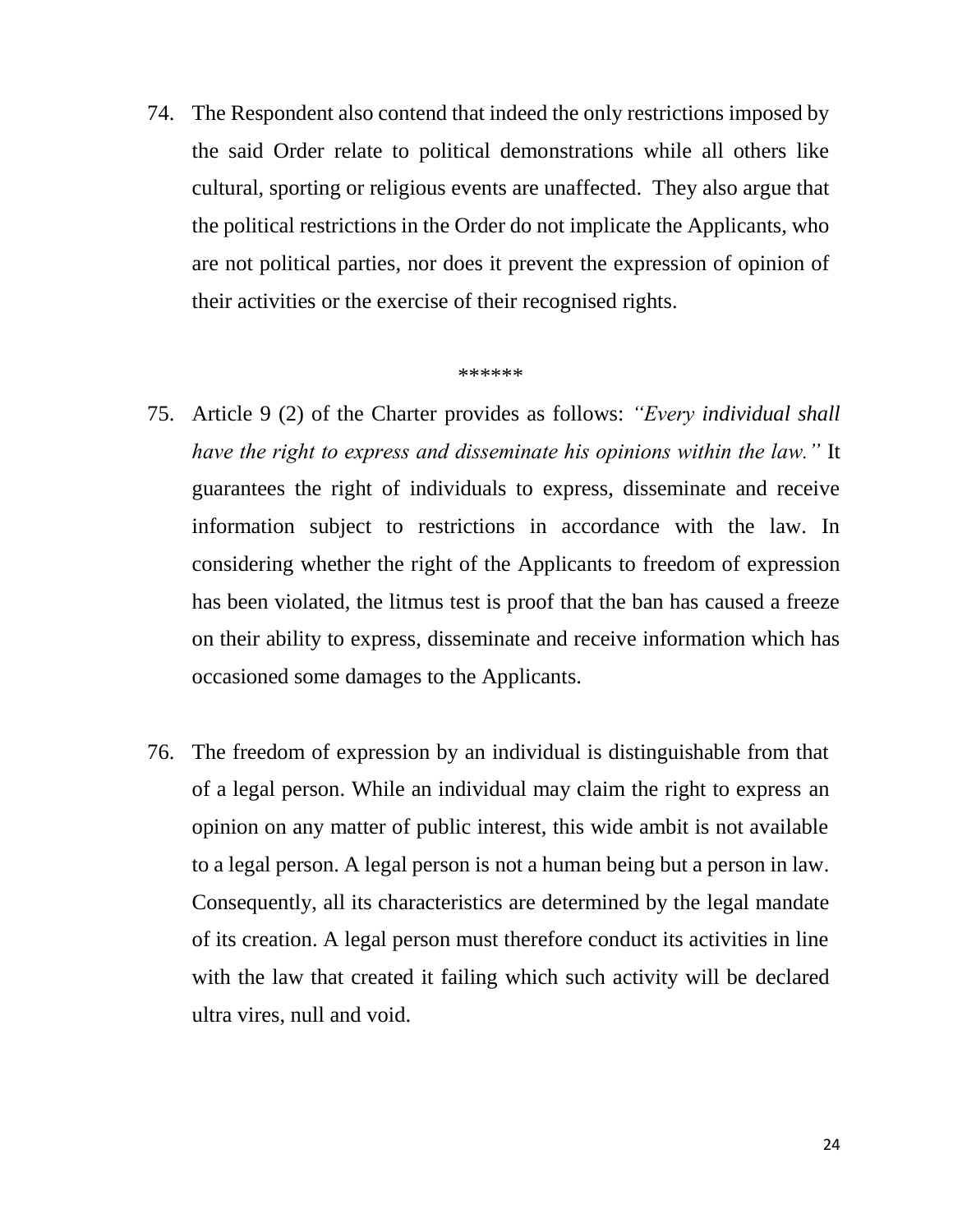74. The Respondent also contend that indeed the only restrictions imposed by the said Order relate to political demonstrations while all others like cultural, sporting or religious events are unaffected. They also argue that the political restrictions in the Order do not implicate the Applicants, who are not political parties, nor does it prevent the expression of opinion of their activities or the exercise of their recognised rights.

******

75. Article 9 (2) of the Charter provides as follows: *"Every individual shall have the right to express and disseminate his opinions within the law."* It guarantees the right of individuals to express, disseminate and receive information subject to restrictions in accordance with the law. In considering whether the right of the Applicants to freedom of expression has been violated, the litmus test is proof that the ban has caused a freeze on their ability to express, disseminate and receive information which has occasioned some damages to the Applicants.

76. The freedom of expression by an individual is distinguishable from that of a legal person. While an individual may claim the right to express an opinion on any matter of public interest, this wide ambit is not available to a legal person. A legal person is not a human being but a person in law. Consequently, all its characteristics are determined by the legal mandate of its creation. A legal person must therefore conduct its activities in line with the law that created it failing which such activity will be declared ultra vires, null and void.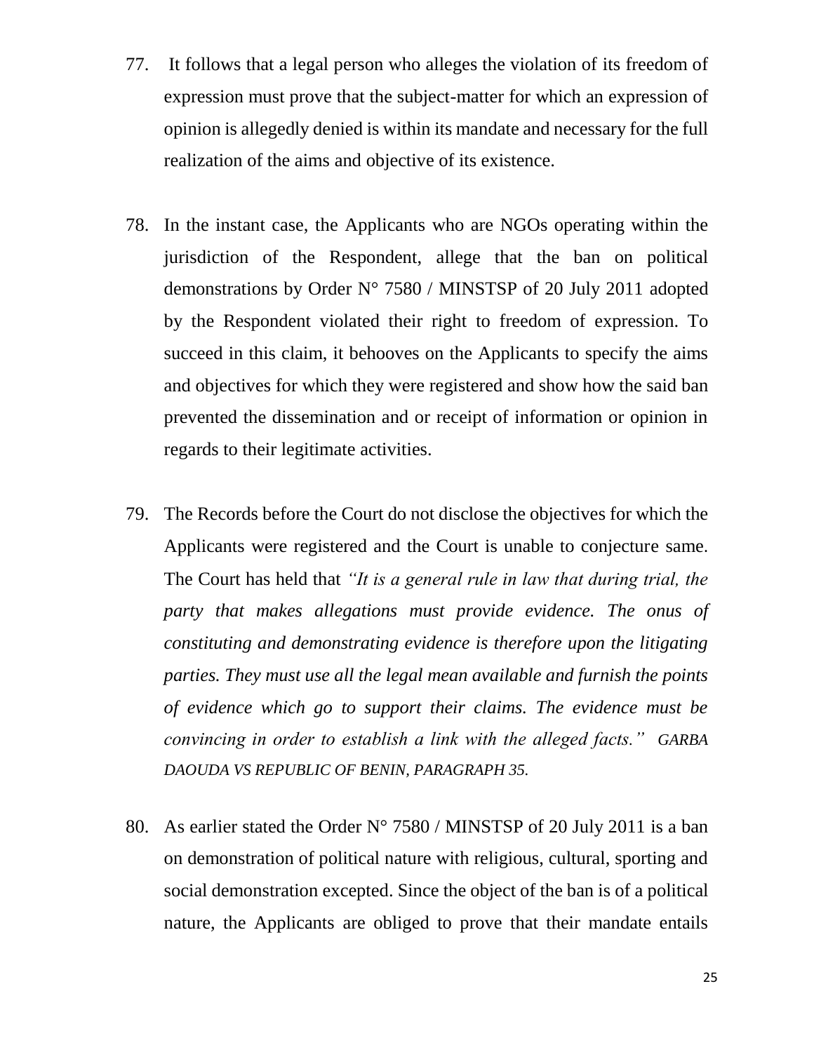77. It follows that a legal person who alleges the violation of its freedom of expression must prove that the subject-matter for which an expression of opinion is allegedly denied is within its mandate and necessary for the full realization of the aims and objective of its existence.

78. In the instant case, the Applicants who are NGOs operating within the jurisdiction of the Respondent, allege that the ban on political demonstrations by Order N° 7580 / MINSTSP of 20 July 2011 adopted by the Respondent violated their right to freedom of expression. To succeed in this claim, it behooves on the Applicants to specify the aims and objectives for which they were registered and show how the said ban prevented the dissemination and or receipt of information or opinion in regards to their legitimate activities.

79. The Records before the Court do not disclose the objectives for which the Applicants were registered and the Court is unable to conjecture same. The Court has held that *"It is a general rule in law that during trial, the party that makes allegations must provide evidence. The onus of constituting and demonstrating evidence is therefore upon the litigating parties. They must use all the legal mean available and furnish the points of evidence which go to support their claims. The evidence must be convincing in order to establish a link with the alleged facts." GARBA DAOUDA VS REPUBLIC OF BENIN, PARAGRAPH 35.*

80. As earlier stated the Order N° 7580 / MINSTSP of 20 July 2011 is a ban on demonstration of political nature with religious, cultural, sporting and social demonstration excepted. Since the object of the ban is of a political nature, the Applicants are obliged to prove that their mandate entails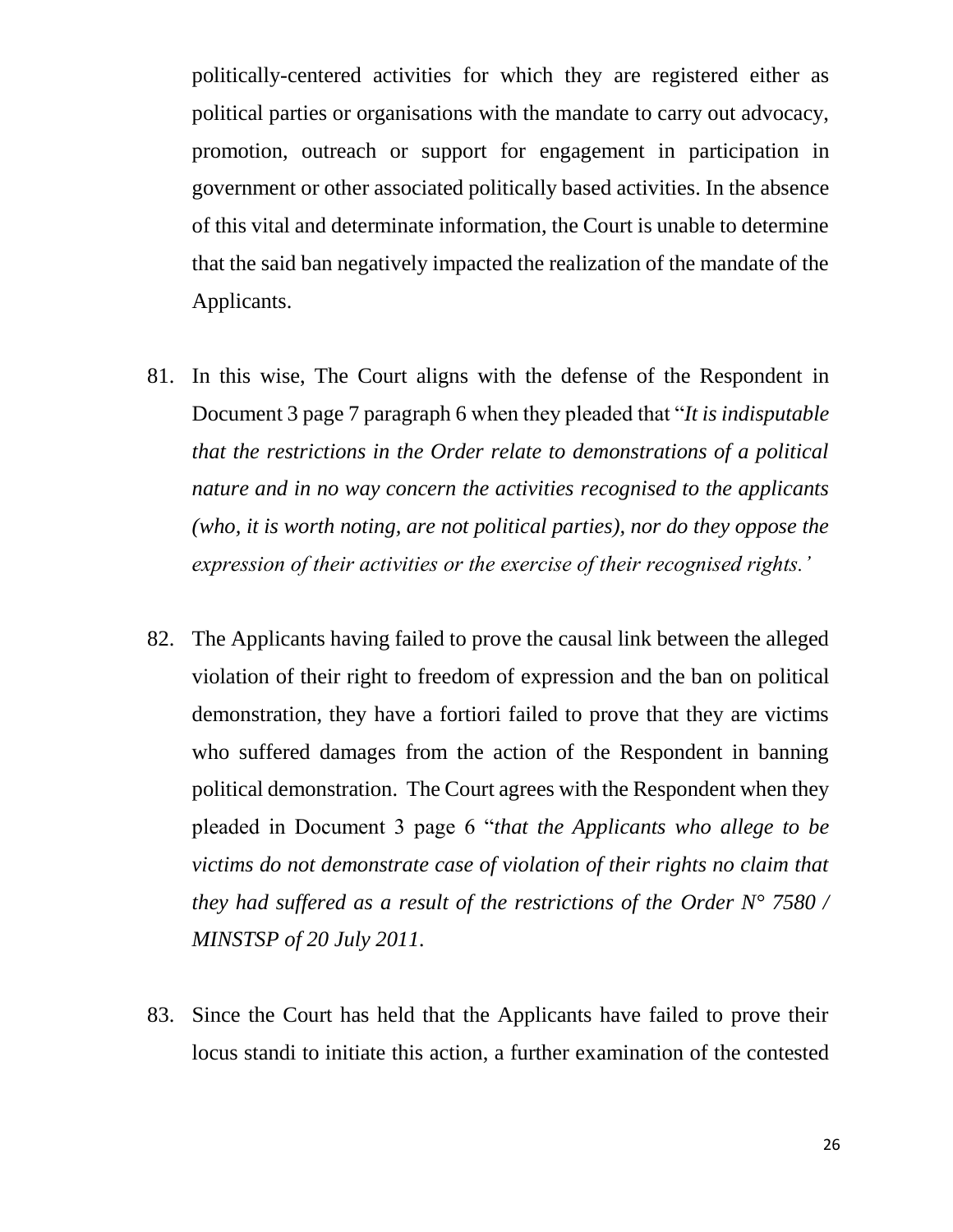politically-centered activities for which they are registered either as political parties or organisations with the mandate to carry out advocacy, promotion, outreach or support for engagement in participation in government or other associated politically based activities. In the absence of this vital and determinate information, the Court is unable to determine that the said ban negatively impacted the realization of the mandate of the Applicants.

81. In this wise, The Court aligns with the defense of the Respondent in Document 3 page 7 paragraph 6 when they pleaded that "*It is indisputable that the restrictions in the Order relate to demonstrations of a political nature and in no way concern the activities recognised to the applicants (who, it is worth noting, are not political parties), nor do they oppose the expression of their activities or the exercise of their recognised rights.'*

82. The Applicants having failed to prove the causal link between the alleged violation of their right to freedom of expression and the ban on political demonstration, they have a fortiori failed to prove that they are victims who suffered damages from the action of the Respondent in banning political demonstration. The Court agrees with the Respondent when they pleaded in Document 3 page 6 "*that the Applicants who allege to be victims do not demonstrate case of violation of their rights no claim that they had suffered as a result of the restrictions of the Order N° 7580 / MINSTSP of 20 July 2011.*

83. Since the Court has held that the Applicants have failed to prove their locus standi to initiate this action, a further examination of the contested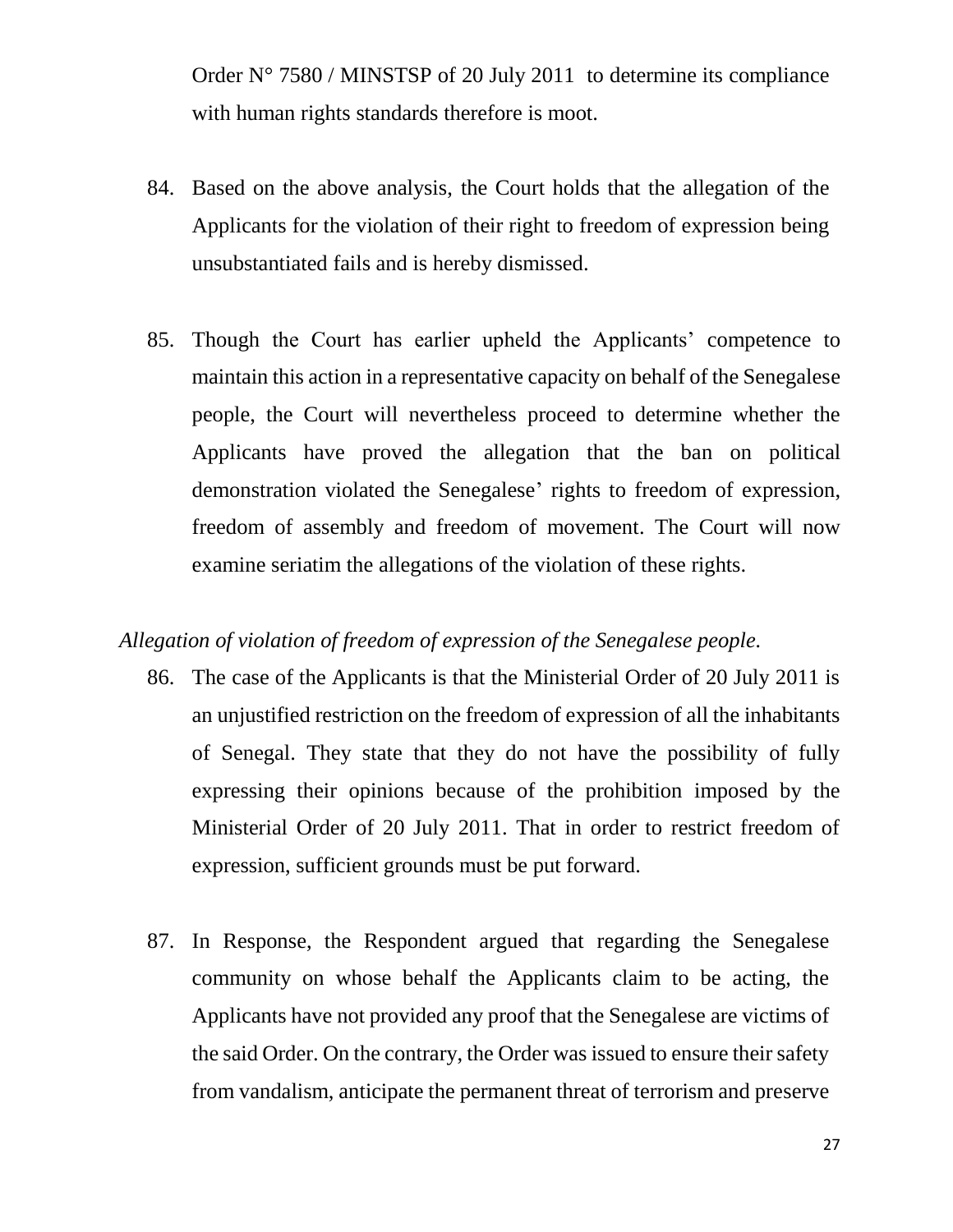Order N° 7580 / MINSTSP of 20 July 2011 to determine its compliance with human rights standards therefore is moot.

84. Based on the above analysis, the Court holds that the allegation of the Applicants for the violation of their right to freedom of expression being unsubstantiated fails and is hereby dismissed.

85. Though the Court has earlier upheld the Applicants' competence to maintain this action in a representative capacity on behalf of the Senegalese people, the Court will nevertheless proceed to determine whether the Applicants have proved the allegation that the ban on political demonstration violated the Senegalese' rights to freedom of expression, freedom of assembly and freedom of movement. The Court will now examine seriatim the allegations of the violation of these rights.

*Allegation of violation of freedom of expression of the Senegalese people.*

86. The case of the Applicants is that the Ministerial Order of 20 July 2011 is an unjustified restriction on the freedom of expression of all the inhabitants of Senegal. They state that they do not have the possibility of fully expressing their opinions because of the prohibition imposed by the Ministerial Order of 20 July 2011. That in order to restrict freedom of expression, sufficient grounds must be put forward.

87. In Response, the Respondent argued that regarding the Senegalese community on whose behalf the Applicants claim to be acting, the Applicants have not provided any proof that the Senegalese are victims of the said Order. On the contrary, the Order was issued to ensure their safety from vandalism, anticipate the permanent threat of terrorism and preserve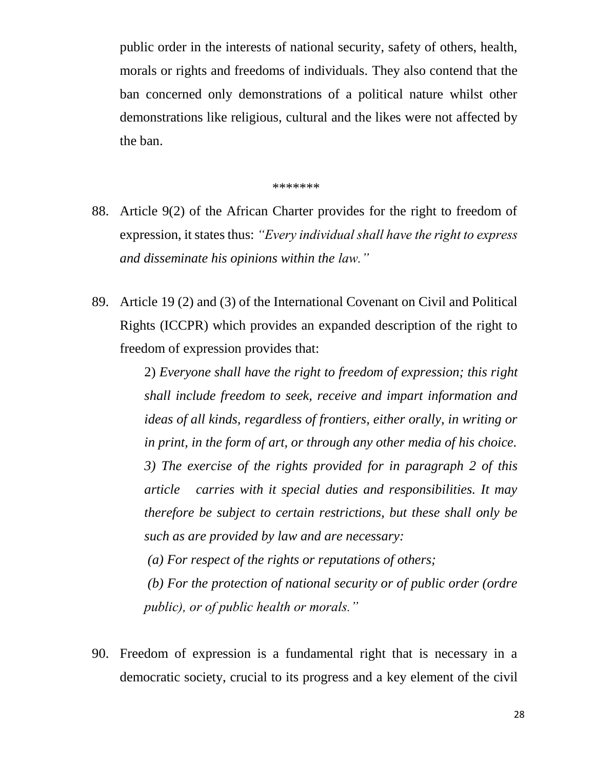public order in the interests of national security, safety of others, health, morals or rights and freedoms of individuals. They also contend that the ban concerned only demonstrations of a political nature whilst other demonstrations like religious, cultural and the likes were not affected by the ban.

*******

88. Article 9(2) of the African Charter provides for the right to freedom of expression, it states thus: *"Every individual shall have the right to express and disseminate his opinions within the law."*

89. Article 19 (2) and (3) of the International Covenant on Civil and Political Rights (ICCPR) which provides an expanded description of the right to freedom of expression provides that:

    2) *Everyone shall have the right to freedom of expression; this right shall include freedom to seek, receive and impart information and ideas of all kinds, regardless of frontiers, either orally, in writing or in print, in the form of art, or through any other media of his choice.*
    *3) The exercise of the rights provided for in paragraph 2 of this article carries with it special duties and responsibilities. It may therefore be subject to certain restrictions, but these shall only be such as are provided by law and are necessary:*
    *(a) For respect of the rights or reputations of others;*
    *(b) For the protection of national security or of public order (ordre public), or of public health or morals."*

90. Freedom of expression is a fundamental right that is necessary in a democratic society, crucial to its progress and a key element of the civil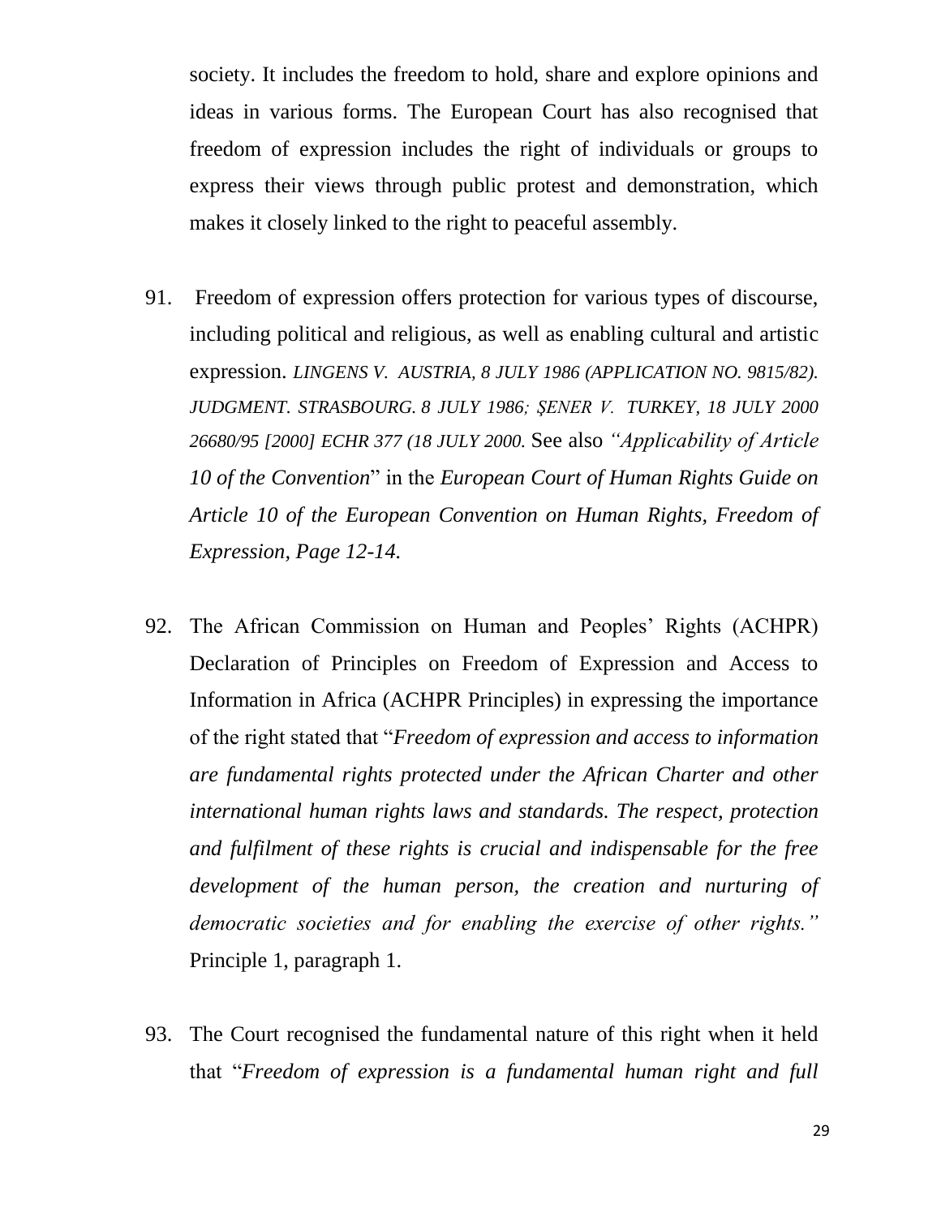society. It includes the freedom to hold, share and explore opinions and ideas in various forms. The European Court has also recognised that freedom of expression includes the right of individuals or groups to express their views through public protest and demonstration, which makes it closely linked to the right to peaceful assembly.

91. Freedom of expression offers protection for various types of discourse, including political and religious, as well as enabling cultural and artistic expression. *LINGENS V. AUSTRIA, 8 JULY 1986 (APPLICATION NO. 9815/82). JUDGMENT. STRASBOURG. 8 JULY 1986; ŞENER V. TURKEY, 18 JULY 2000 26680/95 [2000] ECHR 377 (18 JULY 2000.* See also *"Applicability of Article 10 of the Convention*" in the *European Court of Human Rights Guide on Article 10 of the European Convention on Human Rights, Freedom of Expression, Page 12-14.*

92. The African Commission on Human and Peoples' Rights (ACHPR) Declaration of Principles on Freedom of Expression and Access to Information in Africa (ACHPR Principles) in expressing the importance of the right stated that "*Freedom of expression and access to information are fundamental rights protected under the African Charter and other international human rights laws and standards. The respect, protection and fulfilment of these rights is crucial and indispensable for the free development of the human person, the creation and nurturing of democratic societies and for enabling the exercise of other rights."* Principle 1, paragraph 1.

93. The Court recognised the fundamental nature of this right when it held that "*Freedom of expression is a fundamental human right and full*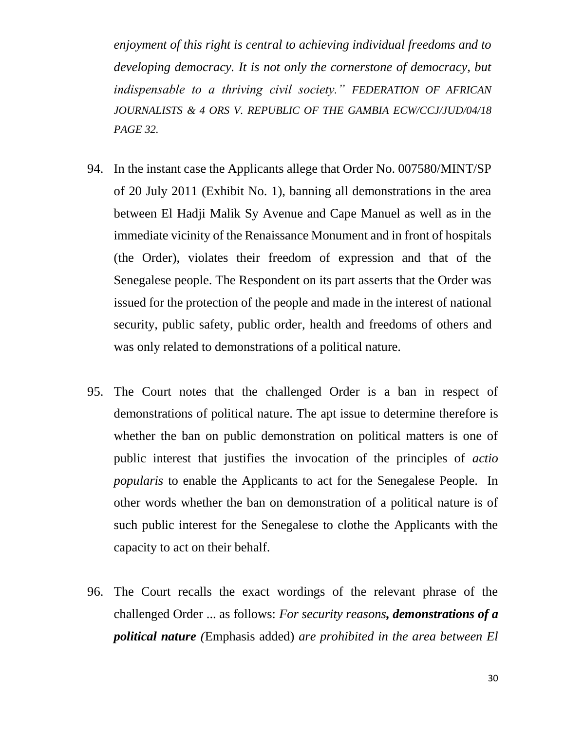*enjoyment of this right is central to achieving individual freedoms and to developing democracy. It is not only the cornerstone of democracy, but indispensable to a thriving civil society." FEDERATION OF AFRICAN JOURNALISTS & 4 ORS V. REPUBLIC OF THE GAMBIA ECW/CCJ/JUD/04/18 PAGE 32.*

94. In the instant case the Applicants allege that Order No. 007580/MINT/SP of 20 July 2011 (Exhibit No. 1), banning all demonstrations in the area between El Hadji Malik Sy Avenue and Cape Manuel as well as in the immediate vicinity of the Renaissance Monument and in front of hospitals (the Order), violates their freedom of expression and that of the Senegalese people. The Respondent on its part asserts that the Order was issued for the protection of the people and made in the interest of national security, public safety, public order, health and freedoms of others and was only related to demonstrations of a political nature.

95. The Court notes that the challenged Order is a ban in respect of demonstrations of political nature. The apt issue to determine therefore is whether the ban on public demonstration on political matters is one of public interest that justifies the invocation of the principles of *actio popularis* to enable the Applicants to act for the Senegalese People. In other words whether the ban on demonstration of a political nature is of such public interest for the Senegalese to clothe the Applicants with the capacity to act on their behalf.

96. The Court recalls the exact wordings of the relevant phrase of the challenged Order ... as follows: *For security reasons**, demonstrations of a political nature** (*Emphasis added*) are prohibited in the area between El*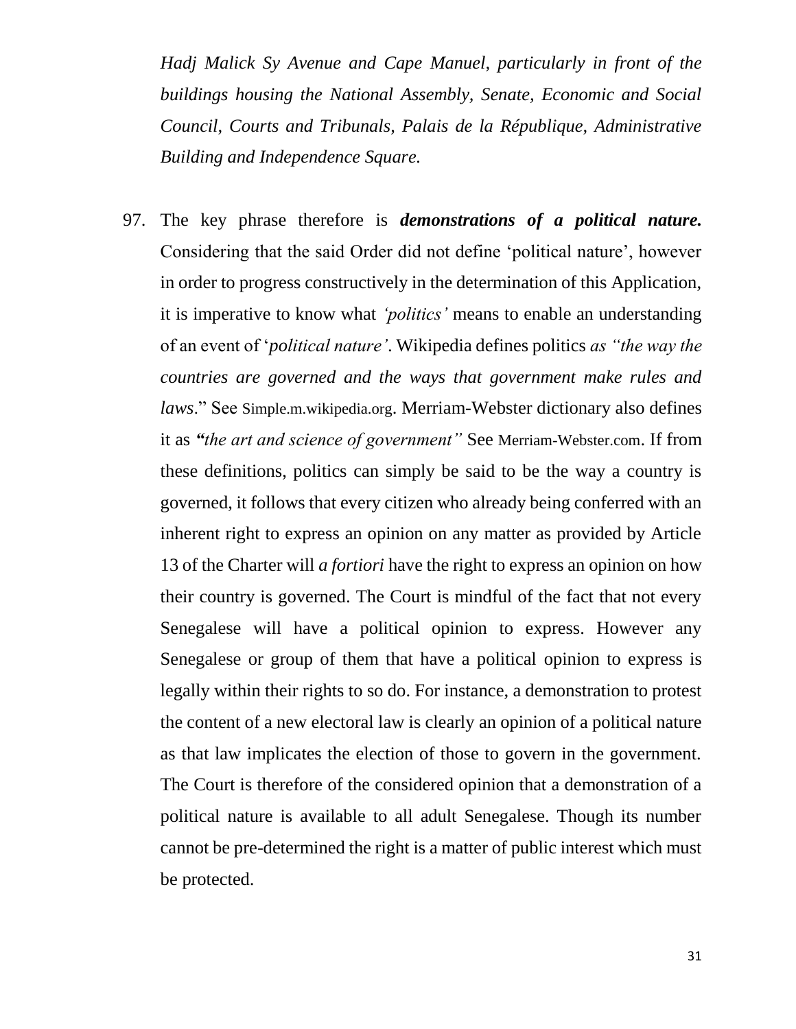*Hadj Malick Sy Avenue and Cape Manuel, particularly in front of the buildings housing the National Assembly, Senate, Economic and Social Council, Courts and Tribunals, Palais de la République, Administrative Building and Independence Square.*

97. The key phrase therefore is ***demonstrations of a political nature.*** Considering that the said Order did not define 'political nature', however in order to progress constructively in the determination of this Application, it is imperative to know what *'politics'* means to enable an understanding of an event of '*political nature'*. Wikipedia defines politics *as "the way the countries are governed and the ways that government make rules and laws*." See Simple.m.wikipedia.org. Merriam-Webster dictionary also defines it as *"the art and science of government"* See Merriam-Webster.com. If from these definitions, politics can simply be said to be the way a country is governed, it follows that every citizen who already being conferred with an inherent right to express an opinion on any matter as provided by Article 13 of the Charter will *a fortiori* have the right to express an opinion on how their country is governed. The Court is mindful of the fact that not every Senegalese will have a political opinion to express. However any Senegalese or group of them that have a political opinion to express is legally within their rights to so do. For instance, a demonstration to protest the content of a new electoral law is clearly an opinion of a political nature as that law implicates the election of those to govern in the government. The Court is therefore of the considered opinion that a demonstration of a political nature is available to all adult Senegalese. Though its number cannot be pre-determined the right is a matter of public interest which must be protected.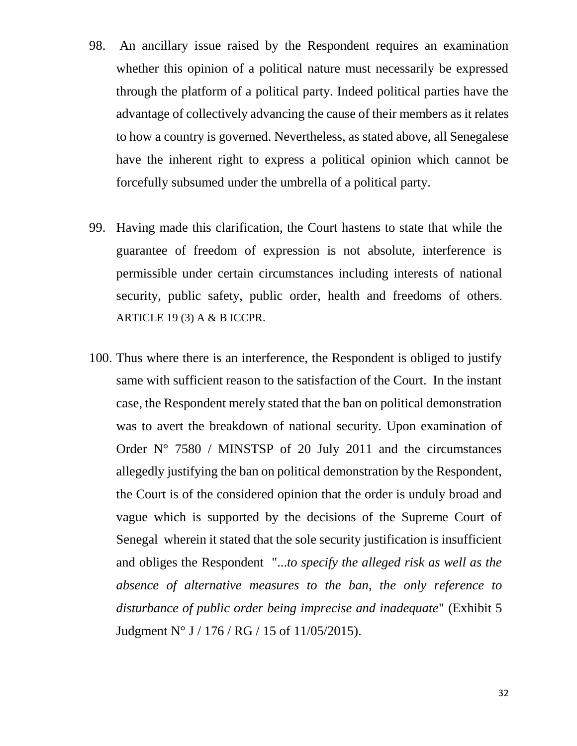98. An ancillary issue raised by the Respondent requires an examination whether this opinion of a political nature must necessarily be expressed through the platform of a political party. Indeed political parties have the advantage of collectively advancing the cause of their members as it relates to how a country is governed. Nevertheless, as stated above, all Senegalese have the inherent right to express a political opinion which cannot be forcefully subsumed under the umbrella of a political party.

99. Having made this clarification, the Court hastens to state that while the guarantee of freedom of expression is not absolute, interference is permissible under certain circumstances including interests of national security, public safety, public order, health and freedoms of others. ARTICLE 19 (3) A & B ICCPR.

100. Thus where there is an interference, the Respondent is obliged to justify same with sufficient reason to the satisfaction of the Court. In the instant case, the Respondent merely stated that the ban on political demonstration was to avert the breakdown of national security. Upon examination of Order N° 7580 / MINSTSP of 20 July 2011 and the circumstances allegedly justifying the ban on political demonstration by the Respondent, the Court is of the considered opinion that the order is unduly broad and vague which is supported by the decisions of the Supreme Court of Senegal wherein it stated that the sole security justification is insufficient and obliges the Respondent "*...to specify the alleged risk as well as the absence of alternative measures to the ban, the only reference to disturbance of public order being imprecise and inadequate*" (Exhibit 5 Judgment N° J / 176 / RG / 15 of 11/05/2015).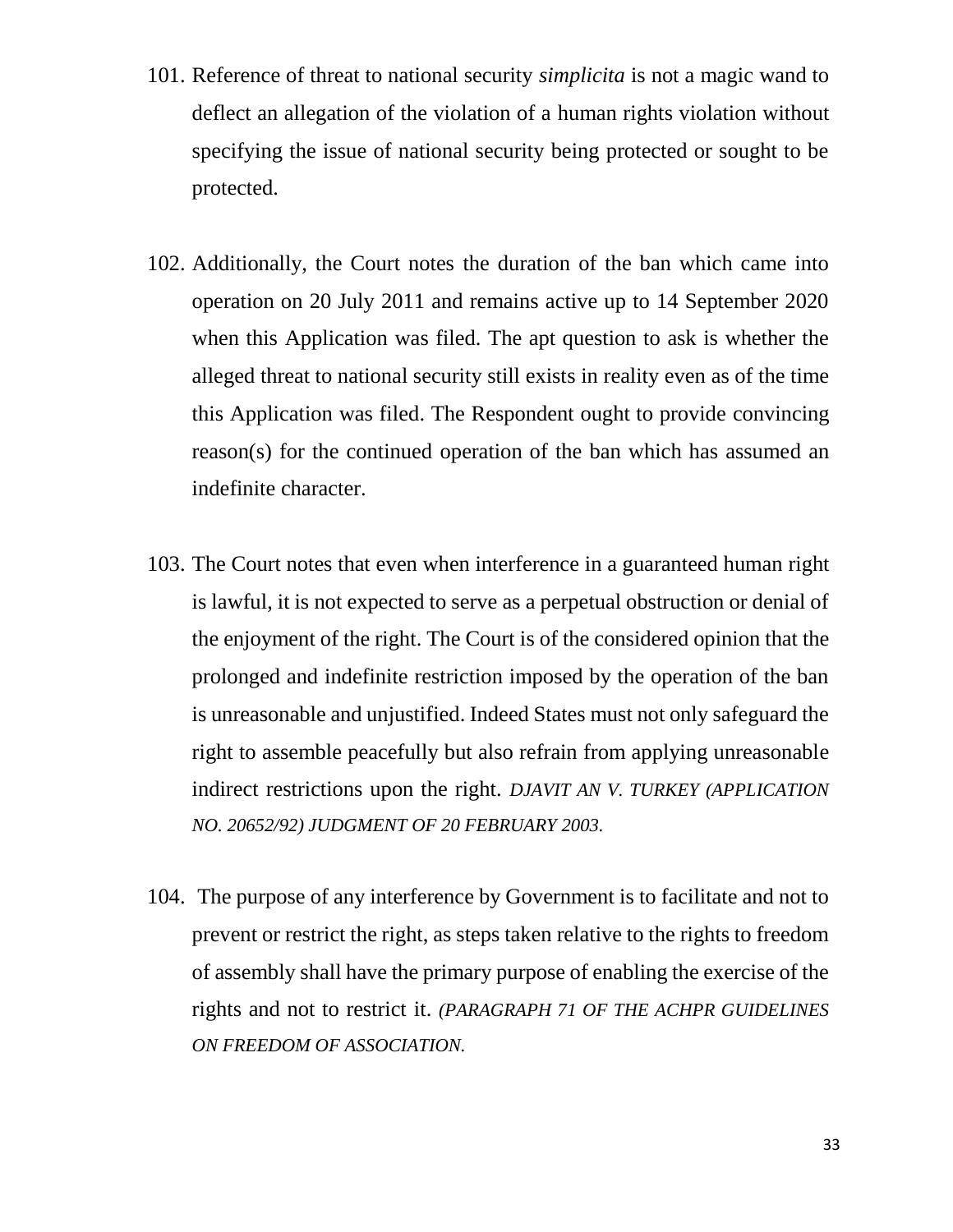101. Reference of threat to national security *simplicita* is not a magic wand to deflect an allegation of the violation of a human rights violation without specifying the issue of national security being protected or sought to be protected.

102. Additionally, the Court notes the duration of the ban which came into operation on 20 July 2011 and remains active up to 14 September 2020 when this Application was filed. The apt question to ask is whether the alleged threat to national security still exists in reality even as of the time this Application was filed. The Respondent ought to provide convincing reason(s) for the continued operation of the ban which has assumed an indefinite character.

103. The Court notes that even when interference in a guaranteed human right is lawful, it is not expected to serve as a perpetual obstruction or denial of the enjoyment of the right. The Court is of the considered opinion that the prolonged and indefinite restriction imposed by the operation of the ban is unreasonable and unjustified. Indeed States must not only safeguard the right to assemble peacefully but also refrain from applying unreasonable indirect restrictions upon the right. *DJAVIT AN V. TURKEY (APPLICATION NO. 20652/92) JUDGMENT OF 20 FEBRUARY 2003.*

104. The purpose of any interference by Government is to facilitate and not to prevent or restrict the right, as steps taken relative to the rights to freedom of assembly shall have the primary purpose of enabling the exercise of the rights and not to restrict it. *(PARAGRAPH 71 OF THE ACHPR GUIDELINES ON FREEDOM OF ASSOCIATION.*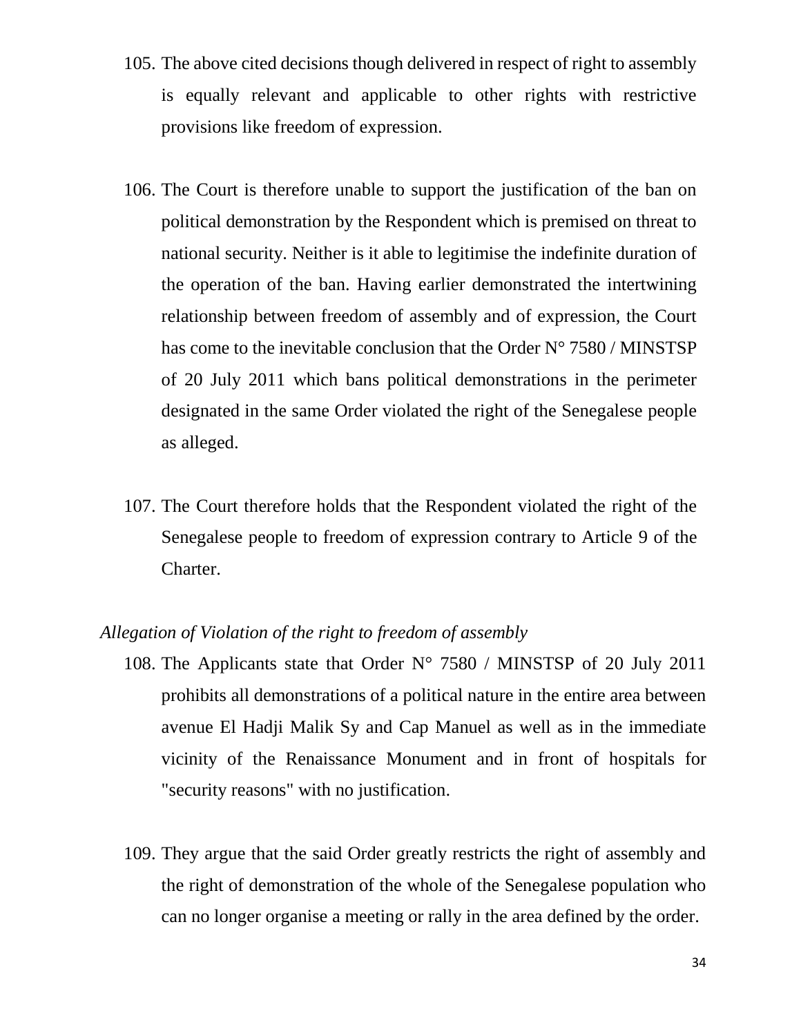105. The above cited decisions though delivered in respect of right to assembly is equally relevant and applicable to other rights with restrictive provisions like freedom of expression.

106. The Court is therefore unable to support the justification of the ban on political demonstration by the Respondent which is premised on threat to national security. Neither is it able to legitimise the indefinite duration of the operation of the ban. Having earlier demonstrated the intertwining relationship between freedom of assembly and of expression, the Court has come to the inevitable conclusion that the Order N° 7580 / MINSTSP of 20 July 2011 which bans political demonstrations in the perimeter designated in the same Order violated the right of the Senegalese people as alleged.

107. The Court therefore holds that the Respondent violated the right of the Senegalese people to freedom of expression contrary to Article 9 of the Charter.

*Allegation of Violation of the right to freedom of assembly*

108. The Applicants state that Order N° 7580 / MINSTSP of 20 July 2011 prohibits all demonstrations of a political nature in the entire area between avenue El Hadji Malik Sy and Cap Manuel as well as in the immediate vicinity of the Renaissance Monument and in front of hospitals for "security reasons" with no justification.

109. They argue that the said Order greatly restricts the right of assembly and the right of demonstration of the whole of the Senegalese population who can no longer organise a meeting or rally in the area defined by the order.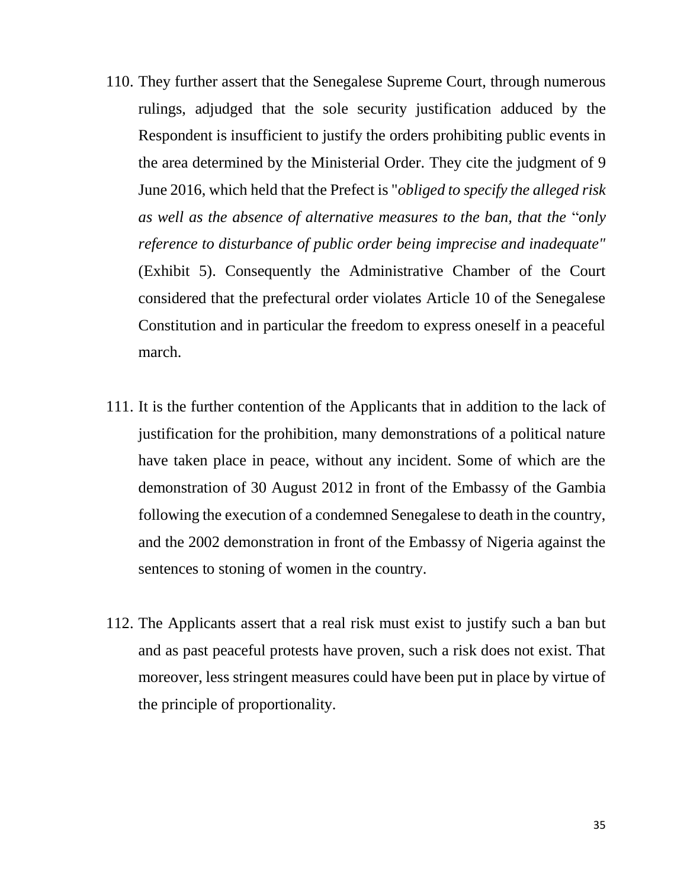110. They further assert that the Senegalese Supreme Court, through numerous rulings, adjudged that the sole security justification adduced by the Respondent is insufficient to justify the orders prohibiting public events in the area determined by the Ministerial Order. They cite the judgment of 9 June 2016, which held that the Prefect is "*obliged to specify the alleged risk as well as the absence of alternative measures to the ban, that the* "*only reference to disturbance of public order being imprecise and inadequate"* (Exhibit 5). Consequently the Administrative Chamber of the Court considered that the prefectural order violates Article 10 of the Senegalese Constitution and in particular the freedom to express oneself in a peaceful march.

111. It is the further contention of the Applicants that in addition to the lack of justification for the prohibition, many demonstrations of a political nature have taken place in peace, without any incident. Some of which are the demonstration of 30 August 2012 in front of the Embassy of the Gambia following the execution of a condemned Senegalese to death in the country, and the 2002 demonstration in front of the Embassy of Nigeria against the sentences to stoning of women in the country.

112. The Applicants assert that a real risk must exist to justify such a ban but and as past peaceful protests have proven, such a risk does not exist. That moreover, less stringent measures could have been put in place by virtue of the principle of proportionality.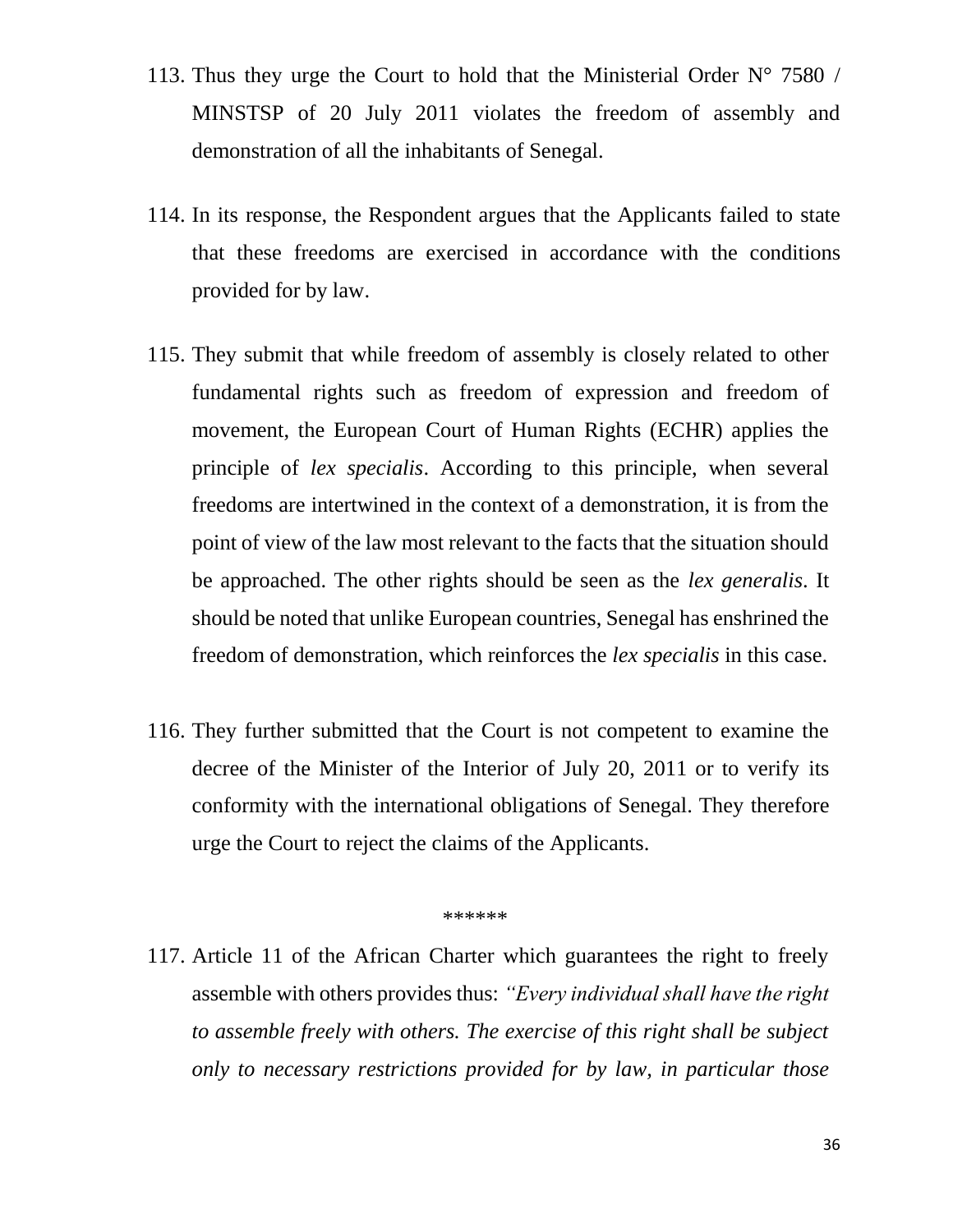113. Thus they urge the Court to hold that the Ministerial Order N° 7580 / MINSTSP of 20 July 2011 violates the freedom of assembly and demonstration of all the inhabitants of Senegal.

114. In its response, the Respondent argues that the Applicants failed to state that these freedoms are exercised in accordance with the conditions provided for by law.

115. They submit that while freedom of assembly is closely related to other fundamental rights such as freedom of expression and freedom of movement, the European Court of Human Rights (ECHR) applies the principle of *lex specialis*. According to this principle, when several freedoms are intertwined in the context of a demonstration, it is from the point of view of the law most relevant to the facts that the situation should be approached. The other rights should be seen as the *lex generalis*. It should be noted that unlike European countries, Senegal has enshrined the freedom of demonstration, which reinforces the *lex specialis* in this case.

116. They further submitted that the Court is not competent to examine the decree of the Minister of the Interior of July 20, 2011 or to verify its conformity with the international obligations of Senegal. They therefore urge the Court to reject the claims of the Applicants.

******

117. Article 11 of the African Charter which guarantees the right to freely assemble with others provides thus: *"Every individual shall have the right to assemble freely with others. The exercise of this right shall be subject only to necessary restrictions provided for by law, in particular those*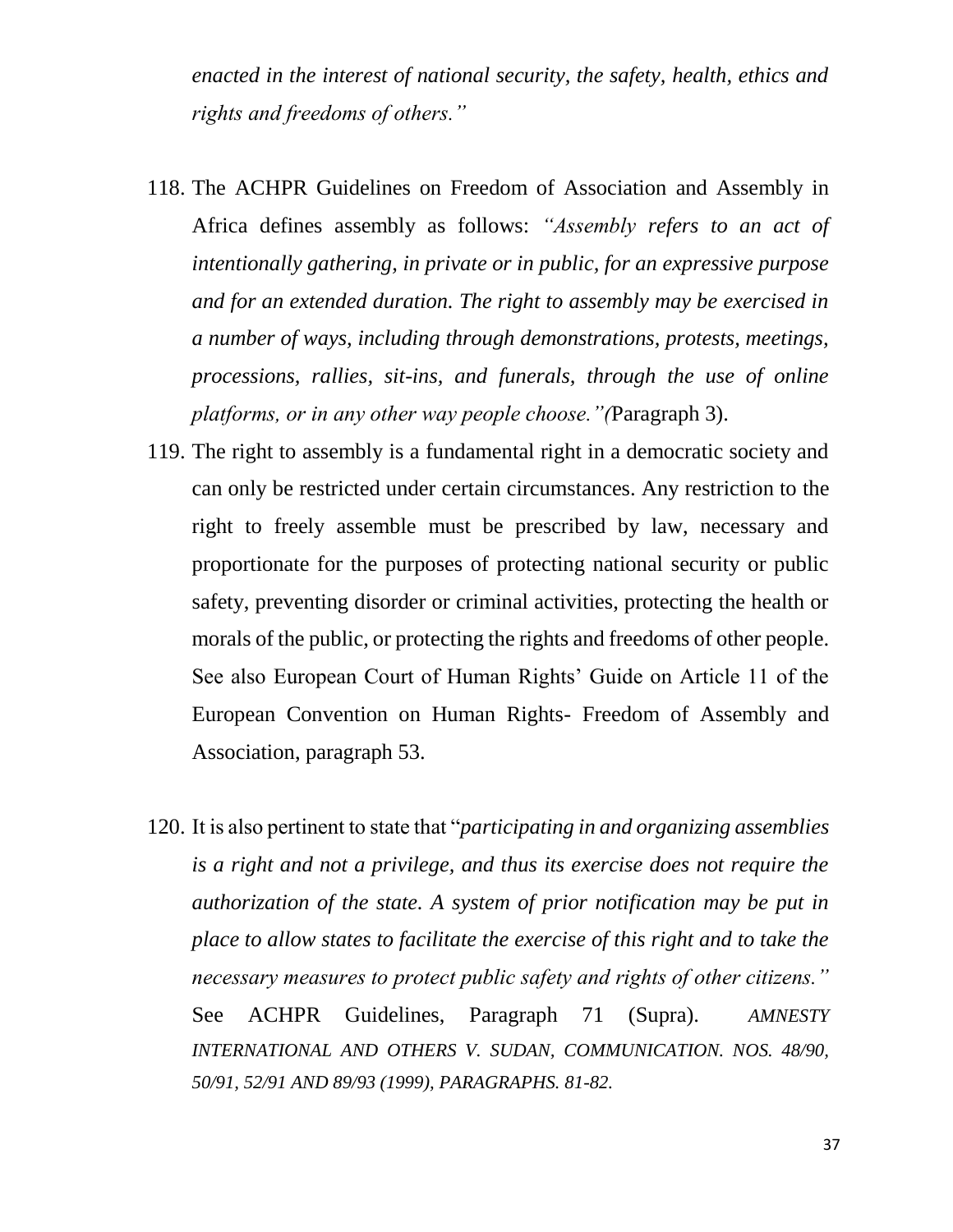*enacted in the interest of national security, the safety, health, ethics and rights and freedoms of others."*

118. The ACHPR Guidelines on Freedom of Association and Assembly in Africa defines assembly as follows: *"Assembly refers to an act of intentionally gathering, in private or in public, for an expressive purpose and for an extended duration. The right to assembly may be exercised in a number of ways, including through demonstrations, protests, meetings, processions, rallies, sit-ins, and funerals, through the use of online platforms, or in any other way people choose."(*Paragraph 3).

119. The right to assembly is a fundamental right in a democratic society and can only be restricted under certain circumstances. Any restriction to the right to freely assemble must be prescribed by law, necessary and proportionate for the purposes of protecting national security or public safety, preventing disorder or criminal activities, protecting the health or morals of the public, or protecting the rights and freedoms of other people. See also European Court of Human Rights' Guide on Article 11 of the European Convention on Human Rights- Freedom of Assembly and Association, paragraph 53.

120. It is also pertinent to state that "*participating in and organizing assemblies is a right and not a privilege, and thus its exercise does not require the authorization of the state. A system of prior notification may be put in place to allow states to facilitate the exercise of this right and to take the necessary measures to protect public safety and rights of other citizens."* See ACHPR Guidelines, Paragraph 71 (Supra). *AMNESTY INTERNATIONAL AND OTHERS V. SUDAN, COMMUNICATION. NOS. 48/90, 50/91, 52/91 AND 89/93 (1999), PARAGRAPHS. 81-82.*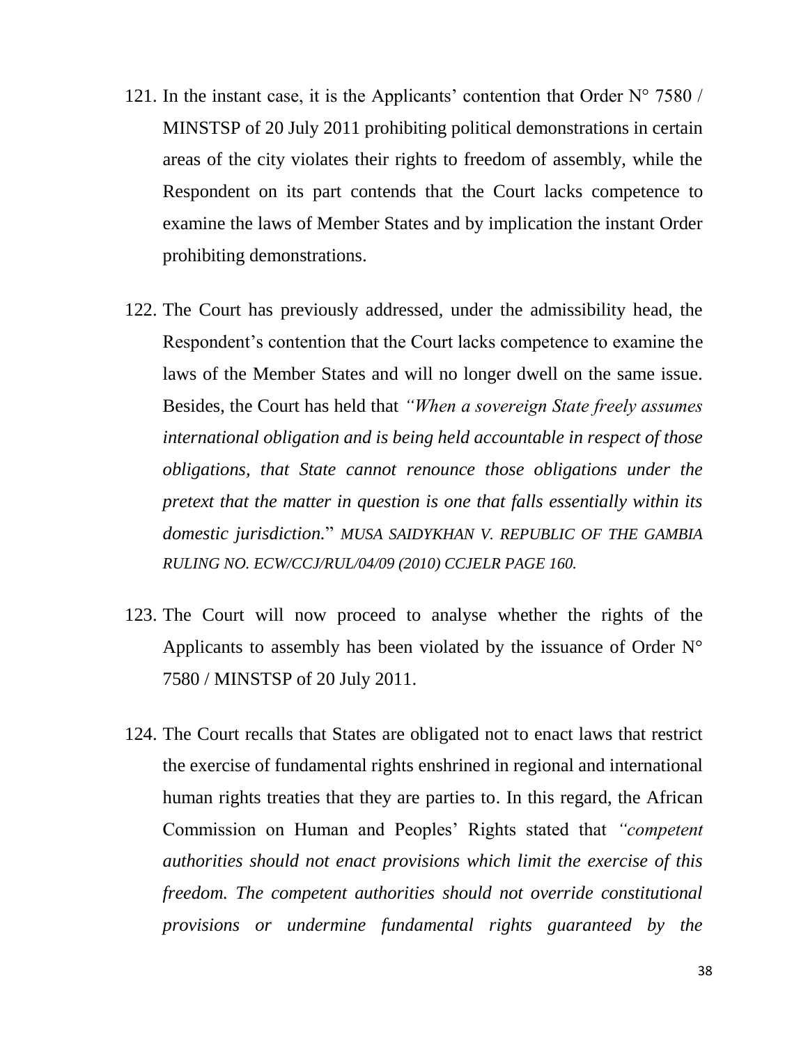121. In the instant case, it is the Applicants' contention that Order N° 7580 / MINSTSP of 20 July 2011 prohibiting political demonstrations in certain areas of the city violates their rights to freedom of assembly, while the Respondent on its part contends that the Court lacks competence to examine the laws of Member States and by implication the instant Order prohibiting demonstrations.

122. The Court has previously addressed, under the admissibility head, the Respondent's contention that the Court lacks competence to examine the laws of the Member States and will no longer dwell on the same issue. Besides, the Court has held that *"When a sovereign State freely assumes international obligation and is being held accountable in respect of those obligations, that State cannot renounce those obligations under the pretext that the matter in question is one that falls essentially within its domestic jurisdiction.*" *MUSA SAIDYKHAN V. REPUBLIC OF THE GAMBIA RULING NO. ECW/CCJ/RUL/04/09 (2010) CCJELR PAGE 160.*

123. The Court will now proceed to analyse whether the rights of the Applicants to assembly has been violated by the issuance of Order N° 7580 / MINSTSP of 20 July 2011.

124. The Court recalls that States are obligated not to enact laws that restrict the exercise of fundamental rights enshrined in regional and international human rights treaties that they are parties to. In this regard, the African Commission on Human and Peoples' Rights stated that *"competent authorities should not enact provisions which limit the exercise of this freedom. The competent authorities should not override constitutional provisions or undermine fundamental rights guaranteed by the*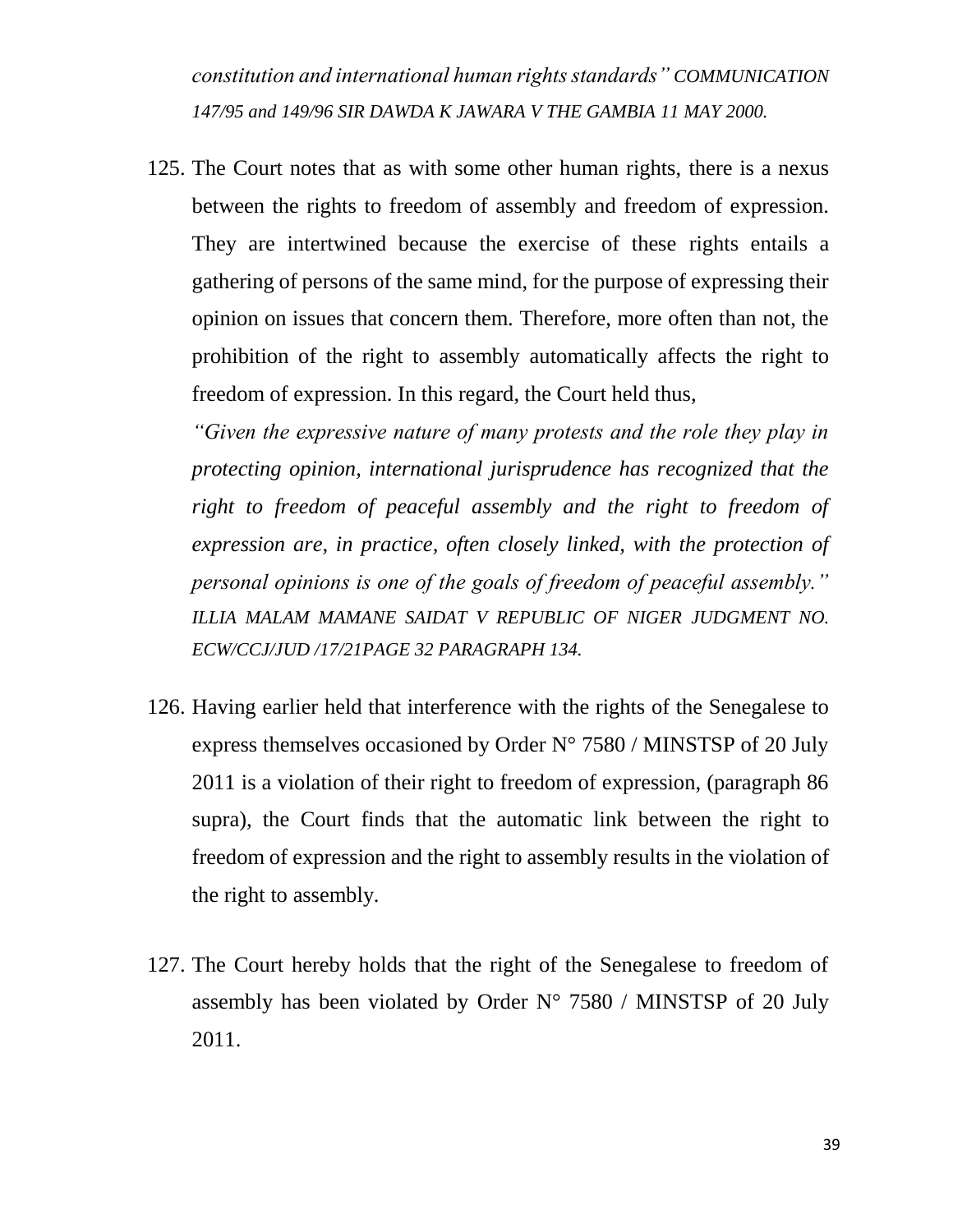*constitution and international human rights standards" COMMUNICATION 147/95 and 149/96 SIR DAWDA K JAWARA V THE GAMBIA 11 MAY 2000.*

125. The Court notes that as with some other human rights, there is a nexus between the rights to freedom of assembly and freedom of expression. They are intertwined because the exercise of these rights entails a gathering of persons of the same mind, for the purpose of expressing their opinion on issues that concern them. Therefore, more often than not, the prohibition of the right to assembly automatically affects the right to freedom of expression. In this regard, the Court held thus,

    *"Given the expressive nature of many protests and the role they play in protecting opinion, international jurisprudence has recognized that the right to freedom of peaceful assembly and the right to freedom of expression are, in practice, often closely linked, with the protection of personal opinions is one of the goals of freedom of peaceful assembly." ILLIA MALAM MAMANE SAIDAT V REPUBLIC OF NIGER JUDGMENT NO. ECW/CCJ/JUD /17/21PAGE 32 PARAGRAPH 134.*

126. Having earlier held that interference with the rights of the Senegalese to express themselves occasioned by Order N° 7580 / MINSTSP of 20 July 2011 is a violation of their right to freedom of expression, (paragraph 86 supra), the Court finds that the automatic link between the right to freedom of expression and the right to assembly results in the violation of the right to assembly.

127. The Court hereby holds that the right of the Senegalese to freedom of assembly has been violated by Order N° 7580 / MINSTSP of 20 July 2011.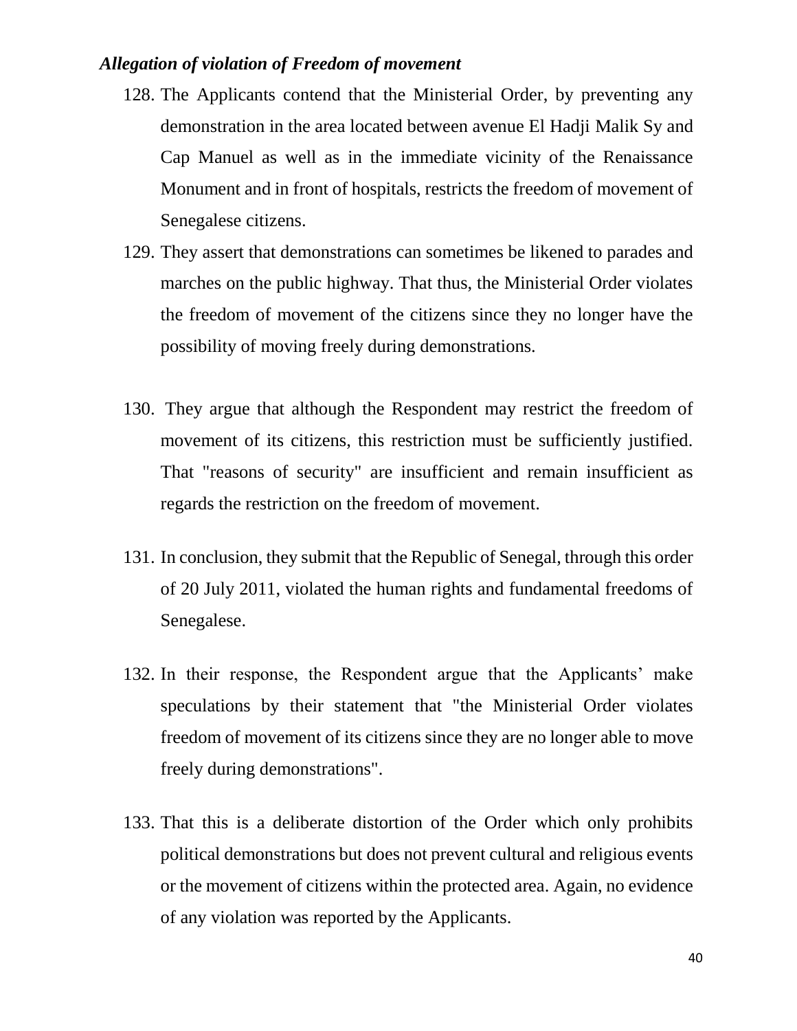### *Allegation of violation of Freedom of movement*

128. The Applicants contend that the Ministerial Order, by preventing any demonstration in the area located between avenue El Hadji Malik Sy and Cap Manuel as well as in the immediate vicinity of the Renaissance Monument and in front of hospitals, restricts the freedom of movement of Senegalese citizens.

129. They assert that demonstrations can sometimes be likened to parades and marches on the public highway. That thus, the Ministerial Order violates the freedom of movement of the citizens since they no longer have the possibility of moving freely during demonstrations.

130. They argue that although the Respondent may restrict the freedom of movement of its citizens, this restriction must be sufficiently justified. That "reasons of security" are insufficient and remain insufficient as regards the restriction on the freedom of movement.

131. In conclusion, they submit that the Republic of Senegal, through this order of 20 July 2011, violated the human rights and fundamental freedoms of Senegalese.

132. In their response, the Respondent argue that the Applicants' make speculations by their statement that "the Ministerial Order violates freedom of movement of its citizens since they are no longer able to move freely during demonstrations".

133. That this is a deliberate distortion of the Order which only prohibits political demonstrations but does not prevent cultural and religious events or the movement of citizens within the protected area. Again, no evidence of any violation was reported by the Applicants.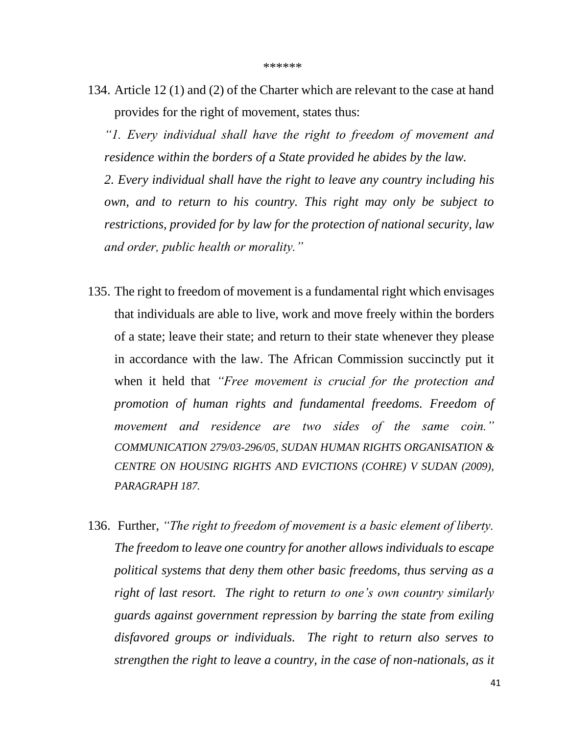******

134. Article 12 (1) and (2) of the Charter which are relevant to the case at hand provides for the right of movement, states thus:

*"1. Every individual shall have the right to freedom of movement and residence within the borders of a State provided he abides by the law.*

*2. Every individual shall have the right to leave any country including his own, and to return to his country. This right may only be subject to restrictions, provided for by law for the protection of national security, law and order, public health or morality."*

135. The right to freedom of movement is a fundamental right which envisages that individuals are able to live, work and move freely within the borders of a state; leave their state; and return to their state whenever they please in accordance with the law. The African Commission succinctly put it when it held that *"Free movement is crucial for the protection and promotion of human rights and fundamental freedoms. Freedom of movement and residence are two sides of the same coin." COMMUNICATION 279/03-296/05, SUDAN HUMAN RIGHTS ORGANISATION & CENTRE ON HOUSING RIGHTS AND EVICTIONS (COHRE) V SUDAN (2009), PARAGRAPH 187.*

136. Further, *"The right to freedom of movement is a basic element of liberty. The freedom to leave one country for another allows individuals to escape political systems that deny them other basic freedoms, thus serving as a right of last resort. The right to return to one's own country similarly guards against government repression by barring the state from exiling disfavored groups or individuals. The right to return also serves to strengthen the right to leave a country, in the case of non-nationals, as it*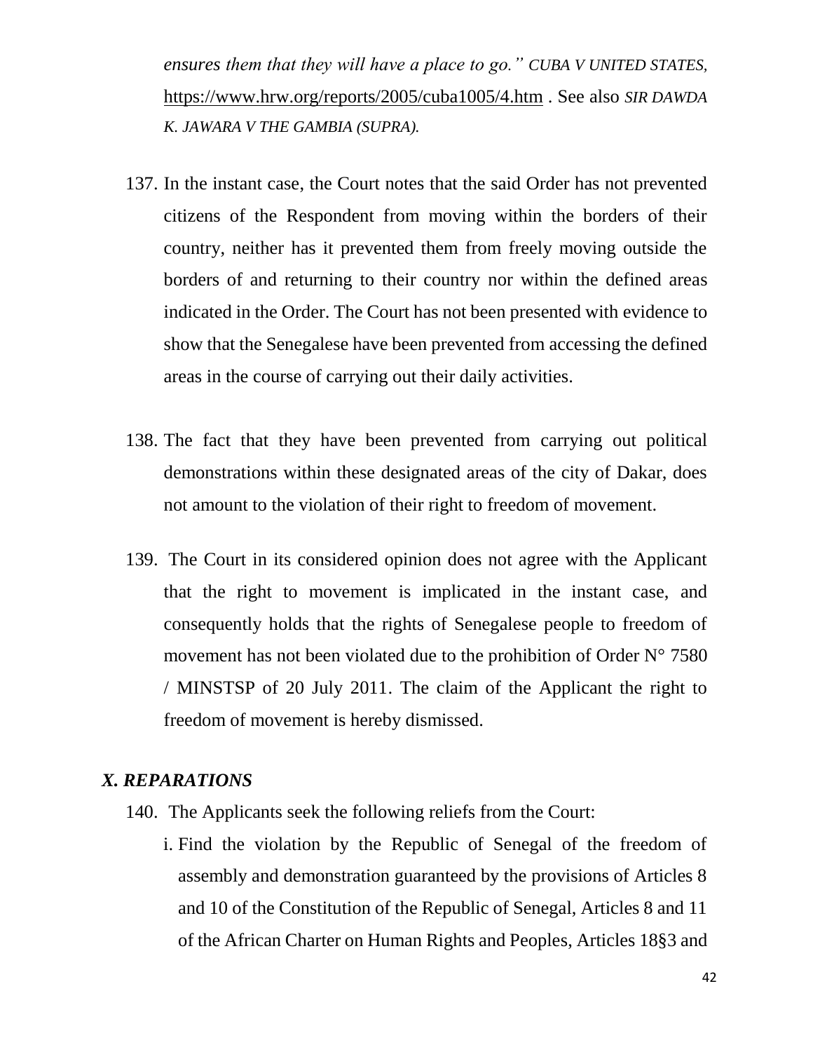*ensures them that they will have a place to go." CUBA V UNITED STATES,* https://www.hrw.org/reports/2005/cuba1005/4.htm . See also *SIR DAWDA K. JAWARA V THE GAMBIA (SUPRA).*

137. In the instant case, the Court notes that the said Order has not prevented citizens of the Respondent from moving within the borders of their country, neither has it prevented them from freely moving outside the borders of and returning to their country nor within the defined areas indicated in the Order. The Court has not been presented with evidence to show that the Senegalese have been prevented from accessing the defined areas in the course of carrying out their daily activities.

138. The fact that they have been prevented from carrying out political demonstrations within these designated areas of the city of Dakar, does not amount to the violation of their right to freedom of movement.

139. The Court in its considered opinion does not agree with the Applicant that the right to movement is implicated in the instant case, and consequently holds that the rights of Senegalese people to freedom of movement has not been violated due to the prohibition of Order N° 7580 / MINSTSP of 20 July 2011. The claim of the Applicant the right to freedom of movement is hereby dismissed.

### *X. REPARATIONS*

140. The Applicants seek the following reliefs from the Court:

i. Find the violation by the Republic of Senegal of the freedom of assembly and demonstration guaranteed by the provisions of Articles 8 and 10 of the Constitution of the Republic of Senegal, Articles 8 and 11 of the African Charter on Human Rights and Peoples, Articles 18§3 and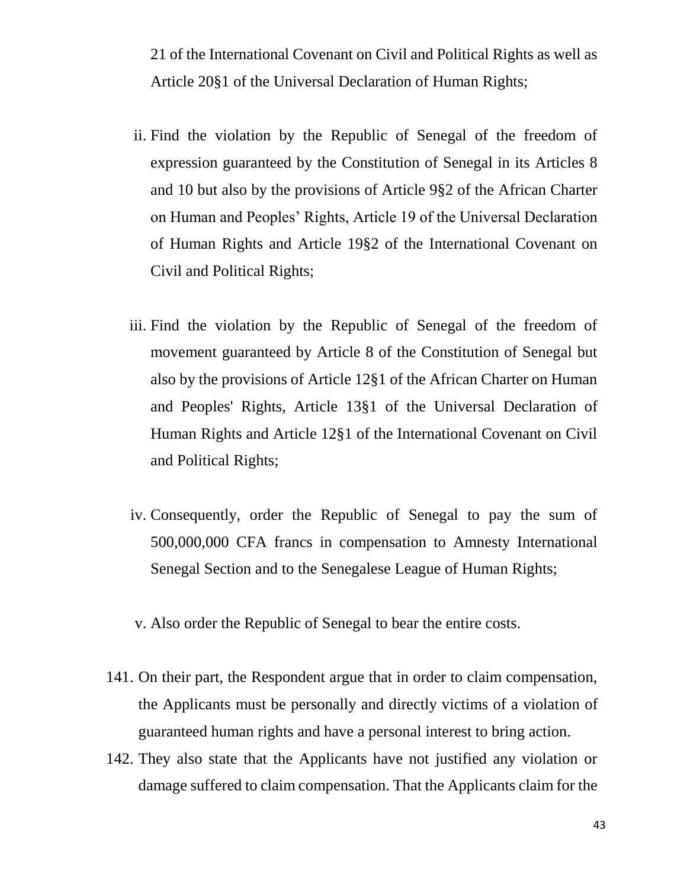21 of the International Covenant on Civil and Political Rights as well as Article 20§1 of the Universal Declaration of Human Rights;

ii. Find the violation by the Republic of Senegal of the freedom of expression guaranteed by the Constitution of Senegal in its Articles 8 and 10 but also by the provisions of Article 9§2 of the African Charter on Human and Peoples' Rights, Article 19 of the Universal Declaration of Human Rights and Article 19§2 of the International Covenant on Civil and Political Rights;

iii. Find the violation by the Republic of Senegal of the freedom of movement guaranteed by Article 8 of the Constitution of Senegal but also by the provisions of Article 12§1 of the African Charter on Human and Peoples' Rights, Article 13§1 of the Universal Declaration of Human Rights and Article 12§1 of the International Covenant on Civil and Political Rights;

iv. Consequently, order the Republic of Senegal to pay the sum of 500,000,000 CFA francs in compensation to Amnesty International Senegal Section and to the Senegalese League of Human Rights;

v. Also order the Republic of Senegal to bear the entire costs.

141. On their part, the Respondent argue that in order to claim compensation, the Applicants must be personally and directly victims of a violation of guaranteed human rights and have a personal interest to bring action.

142. They also state that the Applicants have not justified any violation or damage suffered to claim compensation. That the Applicants claim for the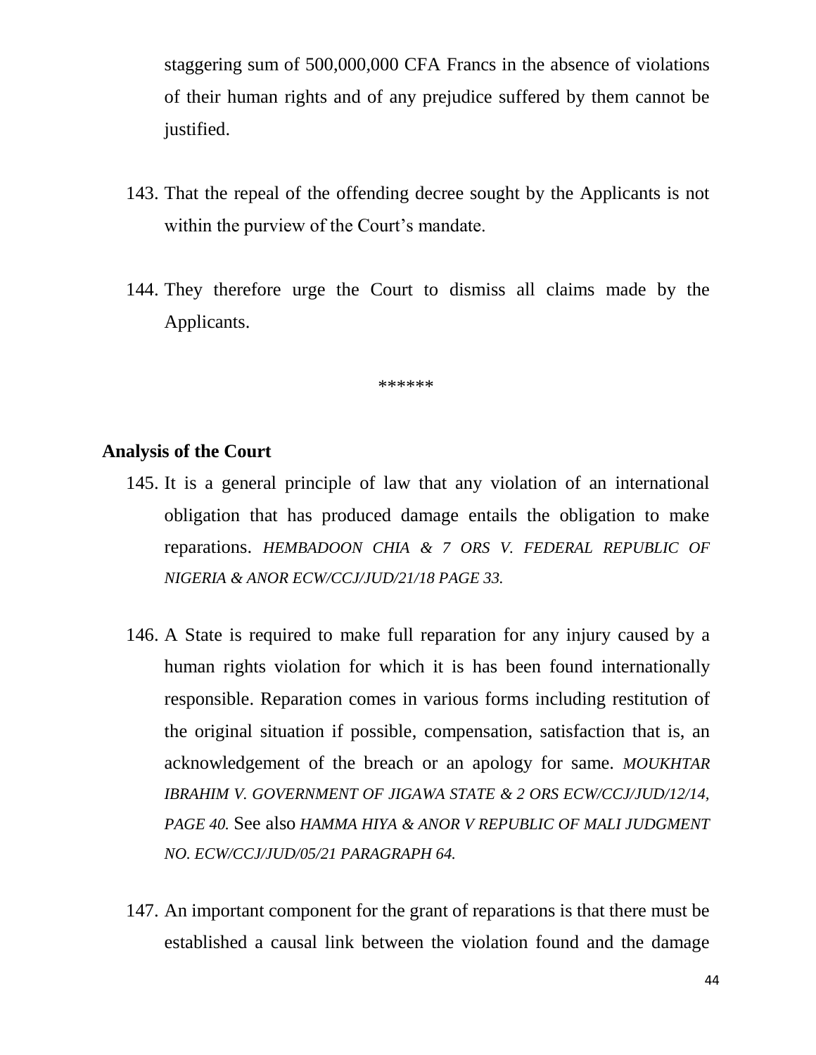staggering sum of 500,000,000 CFA Francs in the absence of violations of their human rights and of any prejudice suffered by them cannot be justified.

143. That the repeal of the offending decree sought by the Applicants is not within the purview of the Court's mandate.

144. They therefore urge the Court to dismiss all claims made by the Applicants.

******

**Analysis of the Court**

145. It is a general principle of law that any violation of an international obligation that has produced damage entails the obligation to make reparations. *HEMBADOON CHIA & 7 ORS V. FEDERAL REPUBLIC OF NIGERIA & ANOR ECW/CCJ/JUD/21/18 PAGE 33.*

146. A State is required to make full reparation for any injury caused by a human rights violation for which it is has been found internationally responsible. Reparation comes in various forms including restitution of the original situation if possible, compensation, satisfaction that is, an acknowledgement of the breach or an apology for same. *MOUKHTAR IBRAHIM V. GOVERNMENT OF JIGAWA STATE & 2 ORS ECW/CCJ/JUD/12/14, PAGE 40.* See also *HAMMA HIYA & ANOR V REPUBLIC OF MALI JUDGMENT NO. ECW/CCJ/JUD/05/21 PARAGRAPH 64.*

147. An important component for the grant of reparations is that there must be established a causal link between the violation found and the damage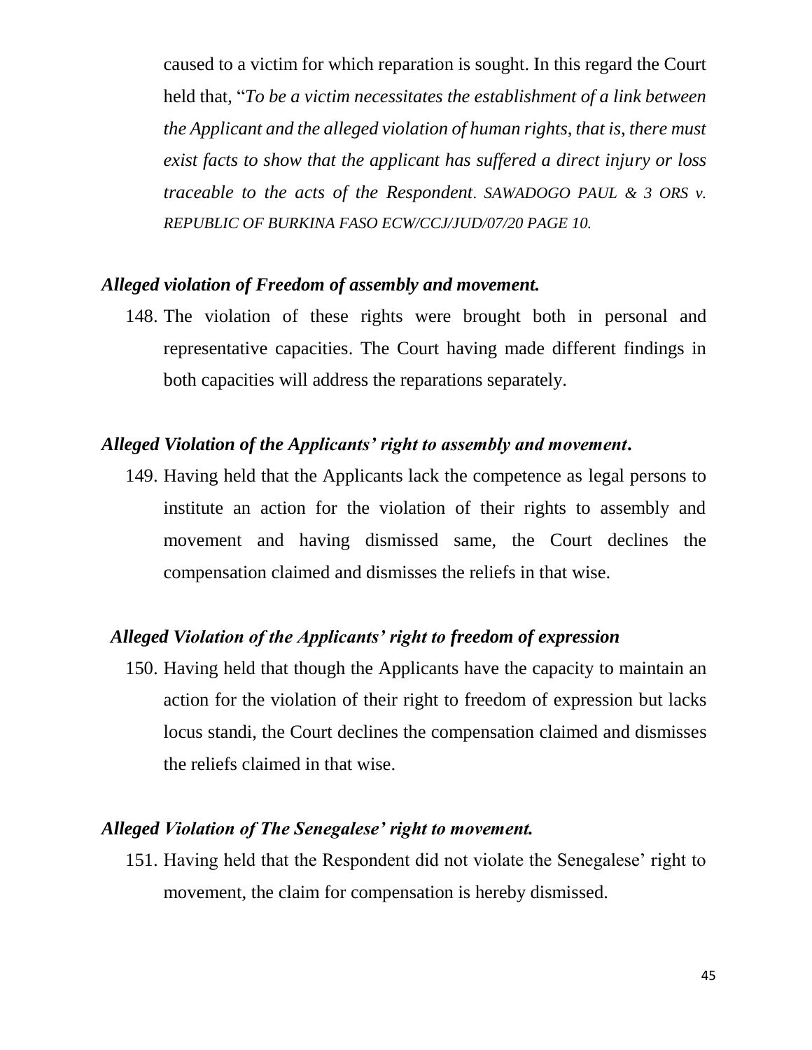caused to a victim for which reparation is sought. In this regard the Court held that, "*To be a victim necessitates the establishment of a link between the Applicant and the alleged violation of human rights, that is, there must exist facts to show that the applicant has suffered a direct injury or loss traceable to the acts of the Respondent. SAWADOGO PAUL & 3 ORS v. REPUBLIC OF BURKINA FASO ECW/CCJ/JUD/07/20 PAGE 10.*

### *Alleged violation of Freedom of assembly and movement.*

148. The violation of these rights were brought both in personal and representative capacities. The Court having made different findings in both capacities will address the reparations separately.

### *Alleged Violation of the Applicants' right to assembly and movement.*

149. Having held that the Applicants lack the competence as legal persons to institute an action for the violation of their rights to assembly and movement and having dismissed same, the Court declines the compensation claimed and dismisses the reliefs in that wise.

### *Alleged Violation of the Applicants' right to freedom of expression*

150. Having held that though the Applicants have the capacity to maintain an action for the violation of their right to freedom of expression but lacks locus standi, the Court declines the compensation claimed and dismisses the reliefs claimed in that wise.

### *Alleged Violation of The Senegalese' right to movement.*

151. Having held that the Respondent did not violate the Senegalese' right to movement, the claim for compensation is hereby dismissed.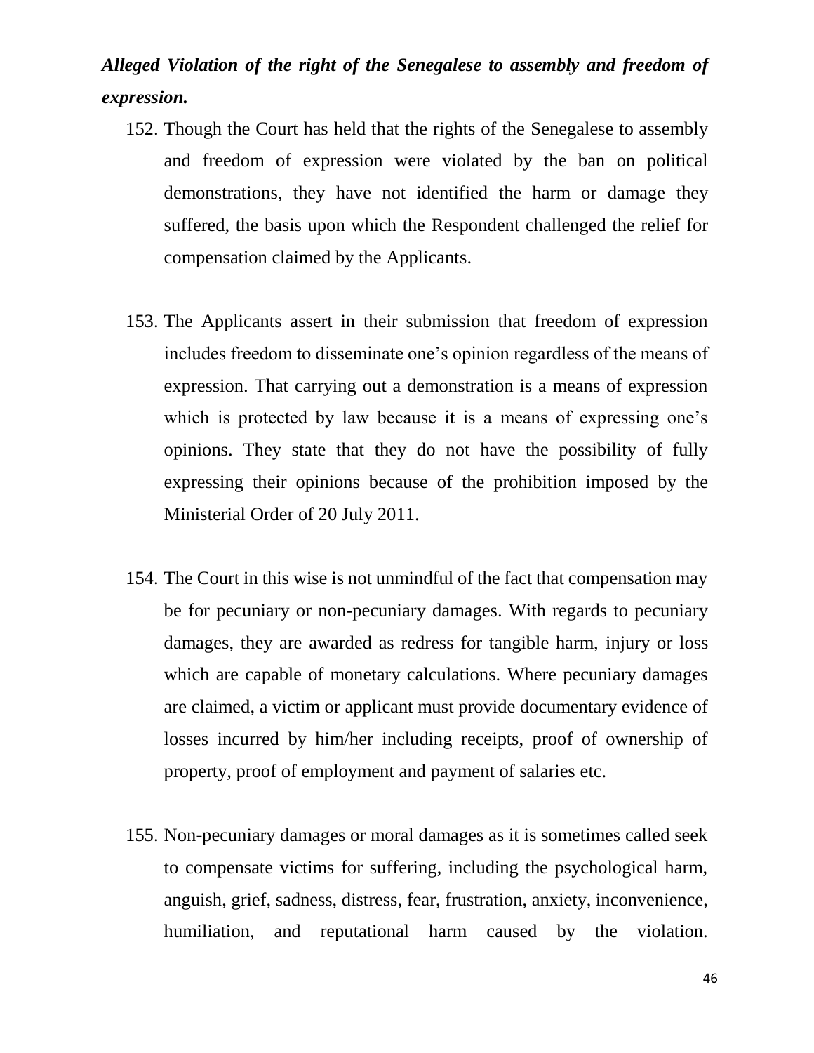***Alleged Violation of the right of the Senegalese to assembly and freedom of expression.***

152. Though the Court has held that the rights of the Senegalese to assembly and freedom of expression were violated by the ban on political demonstrations, they have not identified the harm or damage they suffered, the basis upon which the Respondent challenged the relief for compensation claimed by the Applicants.

153. The Applicants assert in their submission that freedom of expression includes freedom to disseminate one's opinion regardless of the means of expression. That carrying out a demonstration is a means of expression which is protected by law because it is a means of expressing one's opinions. They state that they do not have the possibility of fully expressing their opinions because of the prohibition imposed by the Ministerial Order of 20 July 2011.

154. The Court in this wise is not unmindful of the fact that compensation may be for pecuniary or non-pecuniary damages. With regards to pecuniary damages, they are awarded as redress for tangible harm, injury or loss which are capable of monetary calculations. Where pecuniary damages are claimed, a victim or applicant must provide documentary evidence of losses incurred by him/her including receipts, proof of ownership of property, proof of employment and payment of salaries etc.

155. Non-pecuniary damages or moral damages as it is sometimes called seek to compensate victims for suffering, including the psychological harm, anguish, grief, sadness, distress, fear, frustration, anxiety, inconvenience, humiliation, and reputational harm caused by the violation.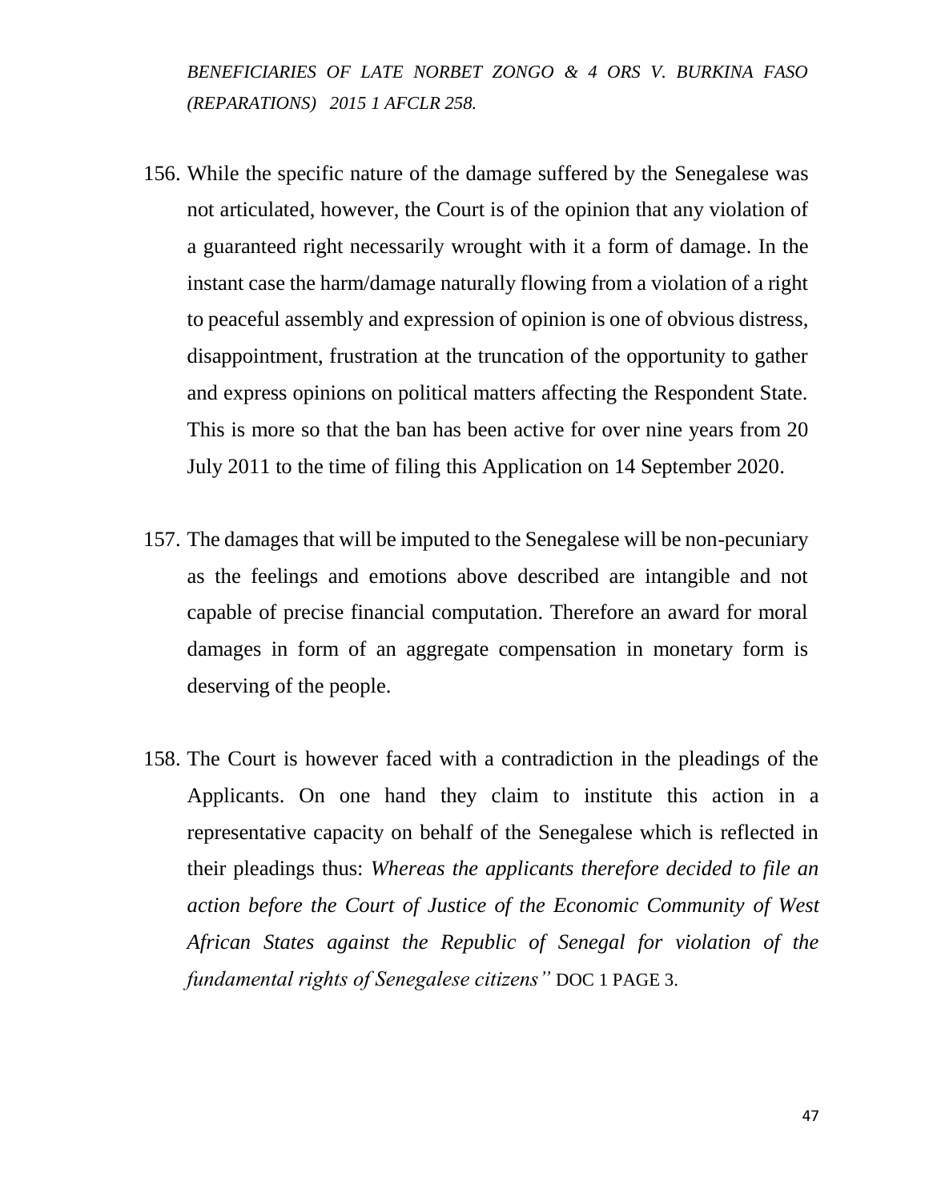*BENEFICIARIES OF LATE NORBET ZONGO & 4 ORS V. BURKINA FASO (REPARATIONS) 2015 1 AFCLR 258.*

156. While the specific nature of the damage suffered by the Senegalese was not articulated, however, the Court is of the opinion that any violation of a guaranteed right necessarily wrought with it a form of damage. In the instant case the harm/damage naturally flowing from a violation of a right to peaceful assembly and expression of opinion is one of obvious distress, disappointment, frustration at the truncation of the opportunity to gather and express opinions on political matters affecting the Respondent State. This is more so that the ban has been active for over nine years from 20 July 2011 to the time of filing this Application on 14 September 2020.

157. The damages that will be imputed to the Senegalese will be non-pecuniary as the feelings and emotions above described are intangible and not capable of precise financial computation. Therefore an award for moral damages in form of an aggregate compensation in monetary form is deserving of the people.

158. The Court is however faced with a contradiction in the pleadings of the Applicants. On one hand they claim to institute this action in a representative capacity on behalf of the Senegalese which is reflected in their pleadings thus: *Whereas the applicants therefore decided to file an action before the Court of Justice of the Economic Community of West African States against the Republic of Senegal for violation of the fundamental rights of Senegalese citizens"* DOC 1 PAGE 3.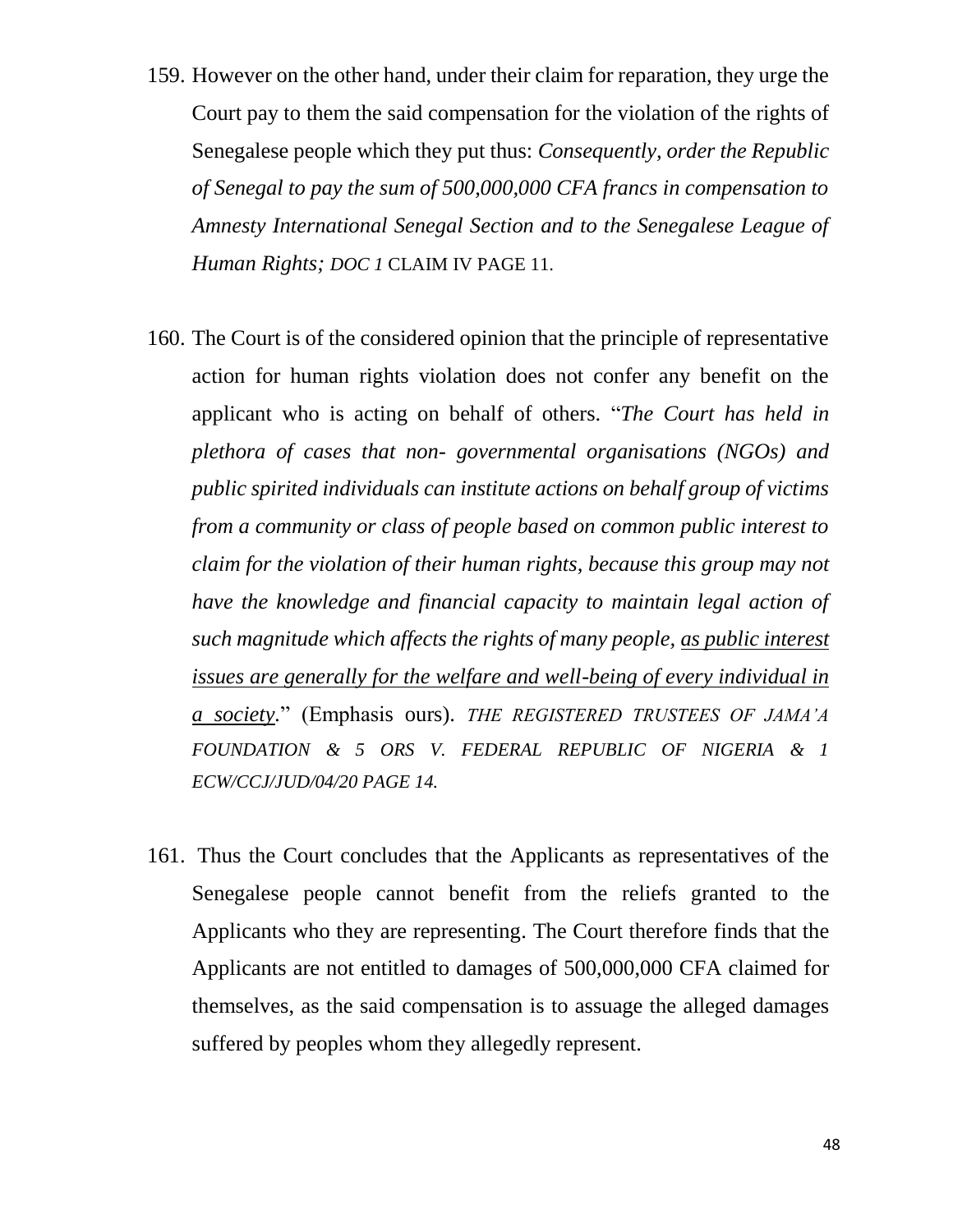159. However on the other hand, under their claim for reparation, they urge the Court pay to them the said compensation for the violation of the rights of Senegalese people which they put thus: *Consequently, order the Republic of Senegal to pay the sum of 500,000,000 CFA francs in compensation to Amnesty International Senegal Section and to the Senegalese League of Human Rights; DOC 1* CLAIM IV PAGE 11.

160. The Court is of the considered opinion that the principle of representative action for human rights violation does not confer any benefit on the applicant who is acting on behalf of others. "*The Court has held in plethora of cases that non- governmental organisations (NGOs) and public spirited individuals can institute actions on behalf group of victims from a community or class of people based on common public interest to claim for the violation of their human rights, because this group may not have the knowledge and financial capacity to maintain legal action of such magnitude which affects the rights of many people, <u>as public interest issues are generally for the welfare and well-being of every individual in a society</u>.*" (Emphasis ours). *THE REGISTERED TRUSTEES OF JAMA'A FOUNDATION & 5 ORS V. FEDERAL REPUBLIC OF NIGERIA & 1 ECW/CCJ/JUD/04/20 PAGE 14.*

161. Thus the Court concludes that the Applicants as representatives of the Senegalese people cannot benefit from the reliefs granted to the Applicants who they are representing. The Court therefore finds that the Applicants are not entitled to damages of 500,000,000 CFA claimed for themselves, as the said compensation is to assuage the alleged damages suffered by peoples whom they allegedly represent.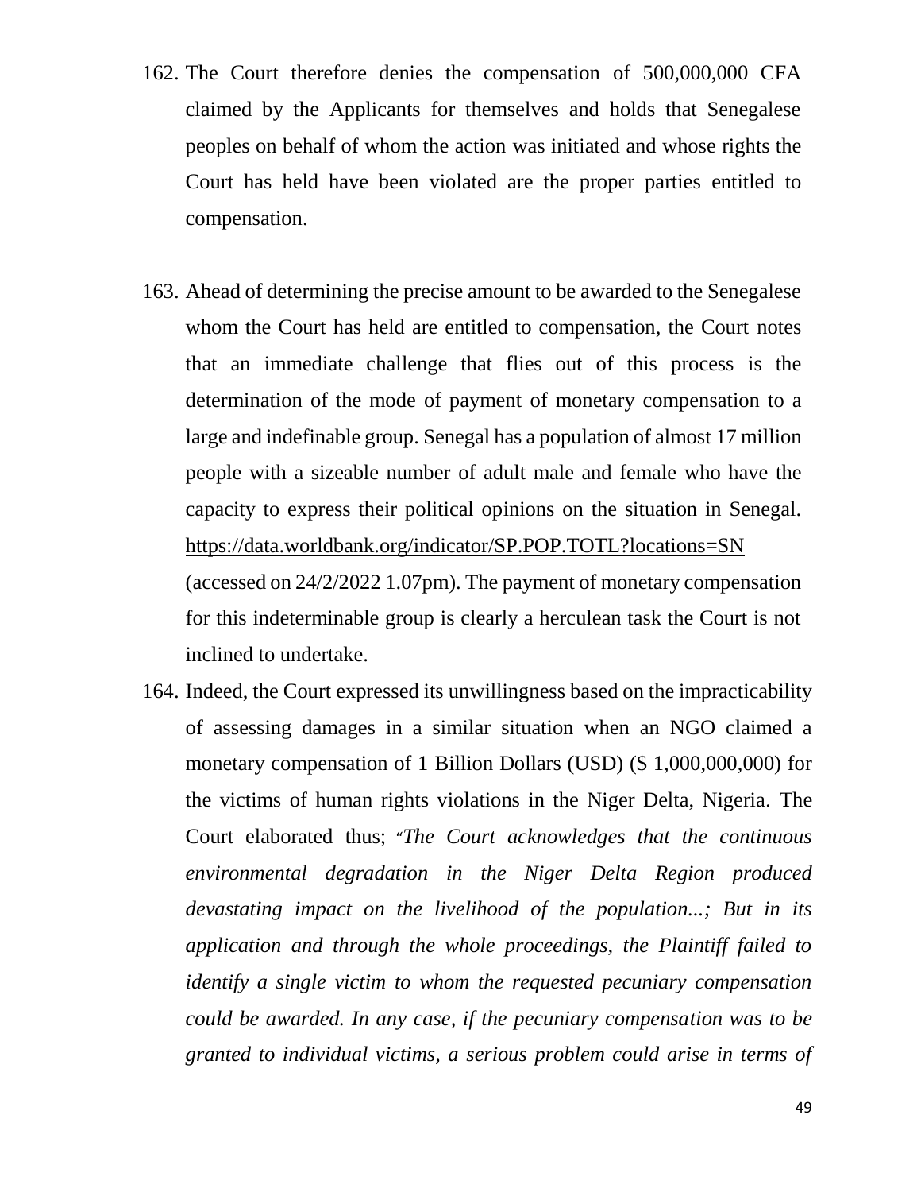162. The Court therefore denies the compensation of 500,000,000 CFA claimed by the Applicants for themselves and holds that Senegalese peoples on behalf of whom the action was initiated and whose rights the Court has held have been violated are the proper parties entitled to compensation.

163. Ahead of determining the precise amount to be awarded to the Senegalese whom the Court has held are entitled to compensation, the Court notes that an immediate challenge that flies out of this process is the determination of the mode of payment of monetary compensation to a large and indefinable group. Senegal has a population of almost 17 million people with a sizeable number of adult male and female who have the capacity to express their political opinions on the situation in Senegal. https://data.worldbank.org/indicator/SP.POP.TOTL?locations=SN (accessed on 24/2/2022 1.07pm). The payment of monetary compensation for this indeterminable group is clearly a herculean task the Court is not inclined to undertake.

164. Indeed, the Court expressed its unwillingness based on the impracticability of assessing damages in a similar situation when an NGO claimed a monetary compensation of 1 Billion Dollars (USD) ($ 1,000,000,000) for the victims of human rights violations in the Niger Delta, Nigeria. The Court elaborated thus; "*The Court acknowledges that the continuous environmental degradation in the Niger Delta Region produced devastating impact on the livelihood of the population...; But in its application and through the whole proceedings, the Plaintiff failed to identify a single victim to whom the requested pecuniary compensation could be awarded. In any case, if the pecuniary compensation was to be granted to individual victims, a serious problem could arise in terms of*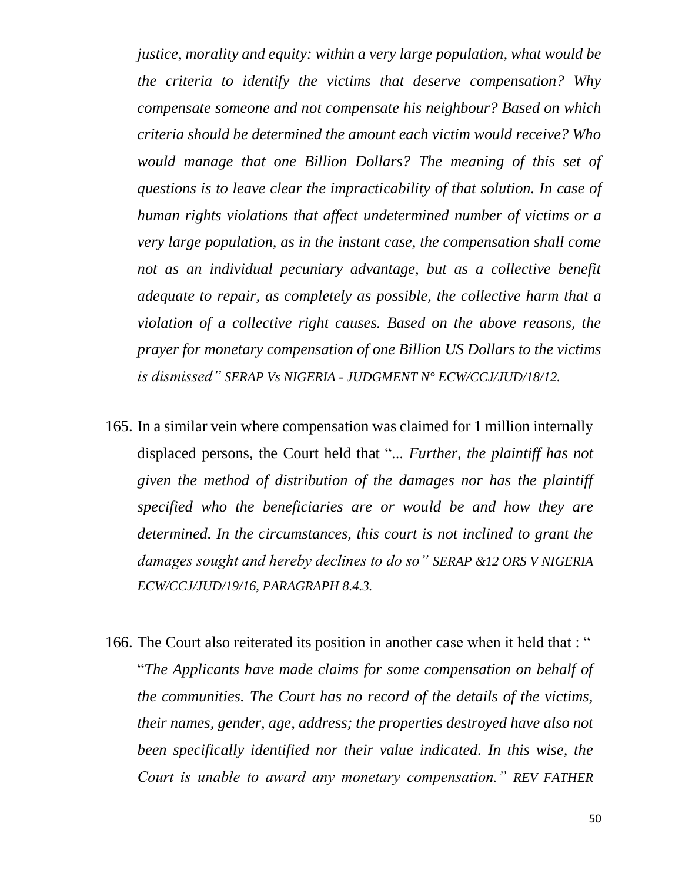*justice, morality and equity: within a very large population, what would be the criteria to identify the victims that deserve compensation? Why compensate someone and not compensate his neighbour? Based on which criteria should be determined the amount each victim would receive? Who would manage that one Billion Dollars? The meaning of this set of questions is to leave clear the impracticability of that solution. In case of human rights violations that affect undetermined number of victims or a very large population, as in the instant case, the compensation shall come not as an individual pecuniary advantage, but as a collective benefit adequate to repair, as completely as possible, the collective harm that a violation of a collective right causes. Based on the above reasons, the prayer for monetary compensation of one Billion US Dollars to the victims is dismissed" SERAP Vs NIGERIA - JUDGMENT N° ECW/CCJ/JUD/18/12.*

165. In a similar vein where compensation was claimed for 1 million internally displaced persons, the Court held that "*... Further, the plaintiff has not given the method of distribution of the damages nor has the plaintiff specified who the beneficiaries are or would be and how they are determined. In the circumstances, this court is not inclined to grant the damages sought and hereby declines to do so" SERAP &12 ORS V NIGERIA ECW/CCJ/JUD/19/16, PARAGRAPH 8.4.3.*

166. The Court also reiterated its position in another case when it held that : " "*The Applicants have made claims for some compensation on behalf of the communities. The Court has no record of the details of the victims, their names, gender, age, address; the properties destroyed have also not been specifically identified nor their value indicated. In this wise, the Court is unable to award any monetary compensation." REV FATHER*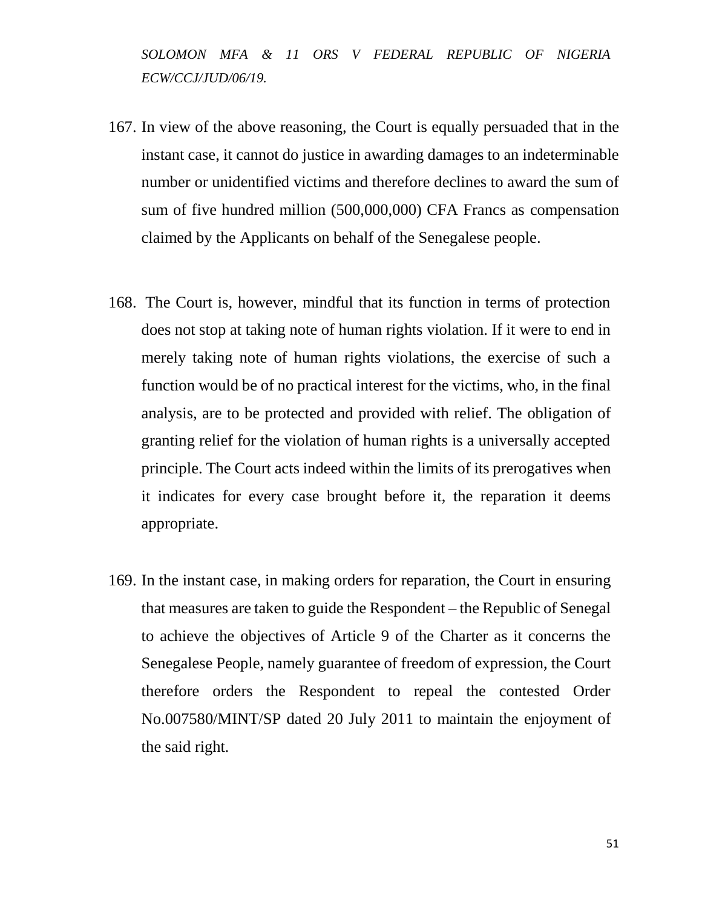*SOLOMON MFA & 11 ORS V FEDERAL REPUBLIC OF NIGERIA ECW/CCJ/JUD/06/19.*

167. In view of the above reasoning, the Court is equally persuaded that in the instant case, it cannot do justice in awarding damages to an indeterminable number or unidentified victims and therefore declines to award the sum of sum of five hundred million (500,000,000) CFA Francs as compensation claimed by the Applicants on behalf of the Senegalese people.

168. The Court is, however, mindful that its function in terms of protection does not stop at taking note of human rights violation. If it were to end in merely taking note of human rights violations, the exercise of such a function would be of no practical interest for the victims, who, in the final analysis, are to be protected and provided with relief. The obligation of granting relief for the violation of human rights is a universally accepted principle. The Court acts indeed within the limits of its prerogatives when it indicates for every case brought before it, the reparation it deems appropriate.

169. In the instant case, in making orders for reparation, the Court in ensuring that measures are taken to guide the Respondent – the Republic of Senegal to achieve the objectives of Article 9 of the Charter as it concerns the Senegalese People, namely guarantee of freedom of expression, the Court therefore orders the Respondent to repeal the contested Order No.007580/MINT/SP dated 20 July 2011 to maintain the enjoyment of the said right.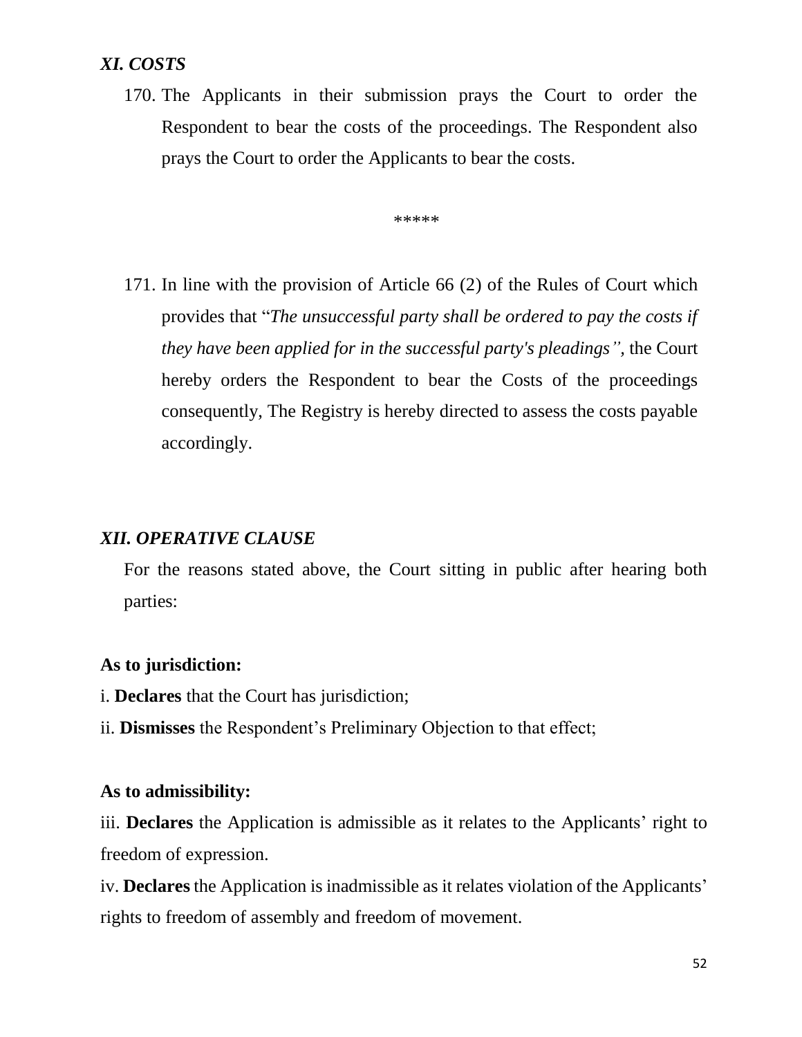### *XI. COSTS*

170. The Applicants in their submission prays the Court to order the Respondent to bear the costs of the proceedings. The Respondent also prays the Court to order the Applicants to bear the costs.

*****

171. In line with the provision of Article 66 (2) of the Rules of Court which provides that "*The unsuccessful party shall be ordered to pay the costs if they have been applied for in the successful party's pleadings",* the Court hereby orders the Respondent to bear the Costs of the proceedings consequently, The Registry is hereby directed to assess the costs payable accordingly.

### *XII. OPERATIVE CLAUSE*

For the reasons stated above, the Court sitting in public after hearing both parties:

**As to jurisdiction:**

i. **Declares** that the Court has jurisdiction;

ii. **Dismisses** the Respondent's Preliminary Objection to that effect;

**As to admissibility:**

iii. **Declares** the Application is admissible as it relates to the Applicants' right to freedom of expression.

iv. **Declares** the Application is inadmissible as it relates violation of the Applicants' rights to freedom of assembly and freedom of movement.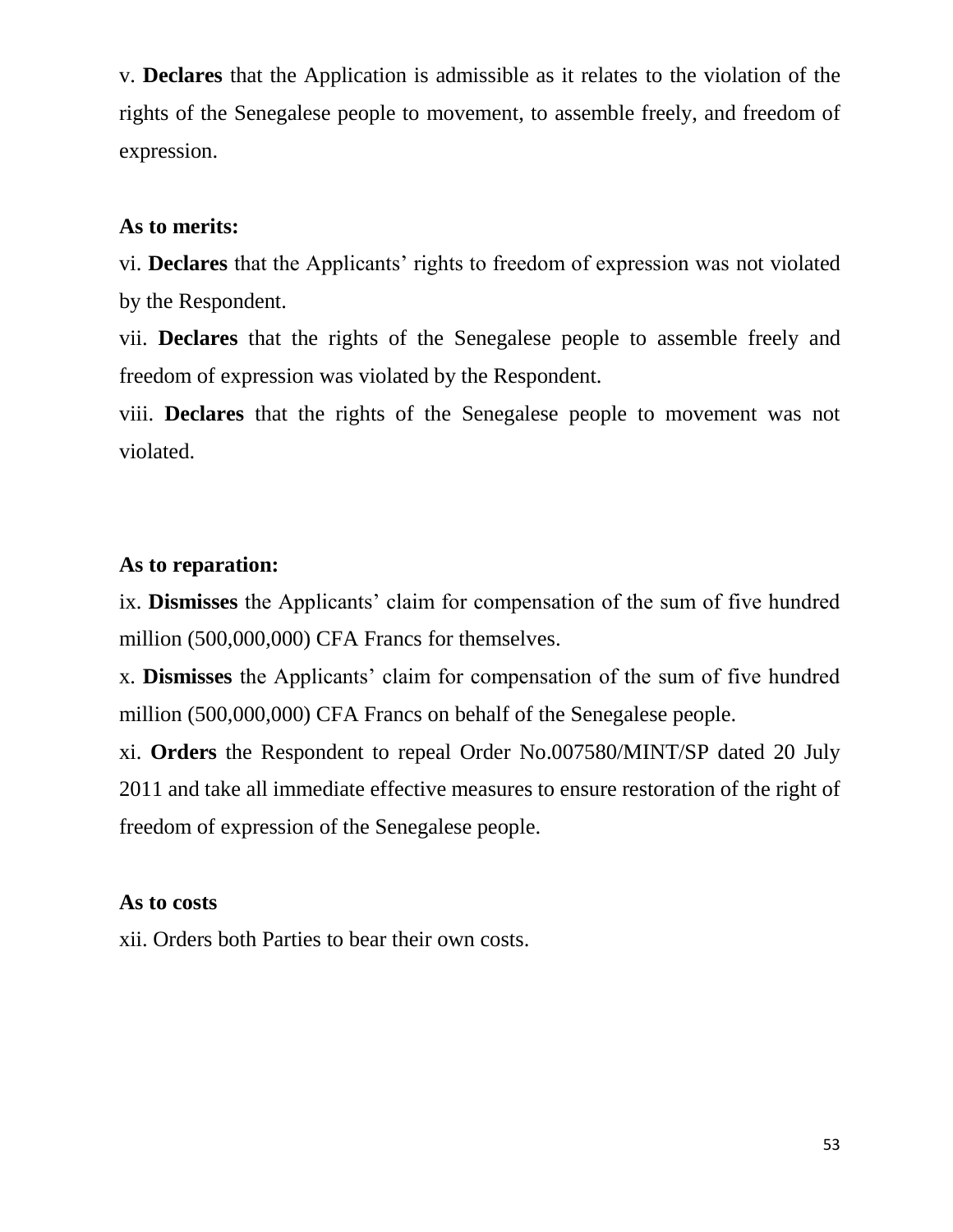v. **Declares** that the Application is admissible as it relates to the violation of the rights of the Senegalese people to movement, to assemble freely, and freedom of expression.

**As to merits:**

vi. **Declares** that the Applicants' rights to freedom of expression was not violated by the Respondent.

vii. **Declares** that the rights of the Senegalese people to assemble freely and freedom of expression was violated by the Respondent.

viii. **Declares** that the rights of the Senegalese people to movement was not violated.

**As to reparation:**

ix. **Dismisses** the Applicants' claim for compensation of the sum of five hundred million (500,000,000) CFA Francs for themselves.

x. **Dismisses** the Applicants' claim for compensation of the sum of five hundred million (500,000,000) CFA Francs on behalf of the Senegalese people.

xi. **Orders** the Respondent to repeal Order No.007580/MINT/SP dated 20 July 2011 and take all immediate effective measures to ensure restoration of the right of freedom of expression of the Senegalese people.

**As to costs**

xii. Orders both Parties to bear their own costs.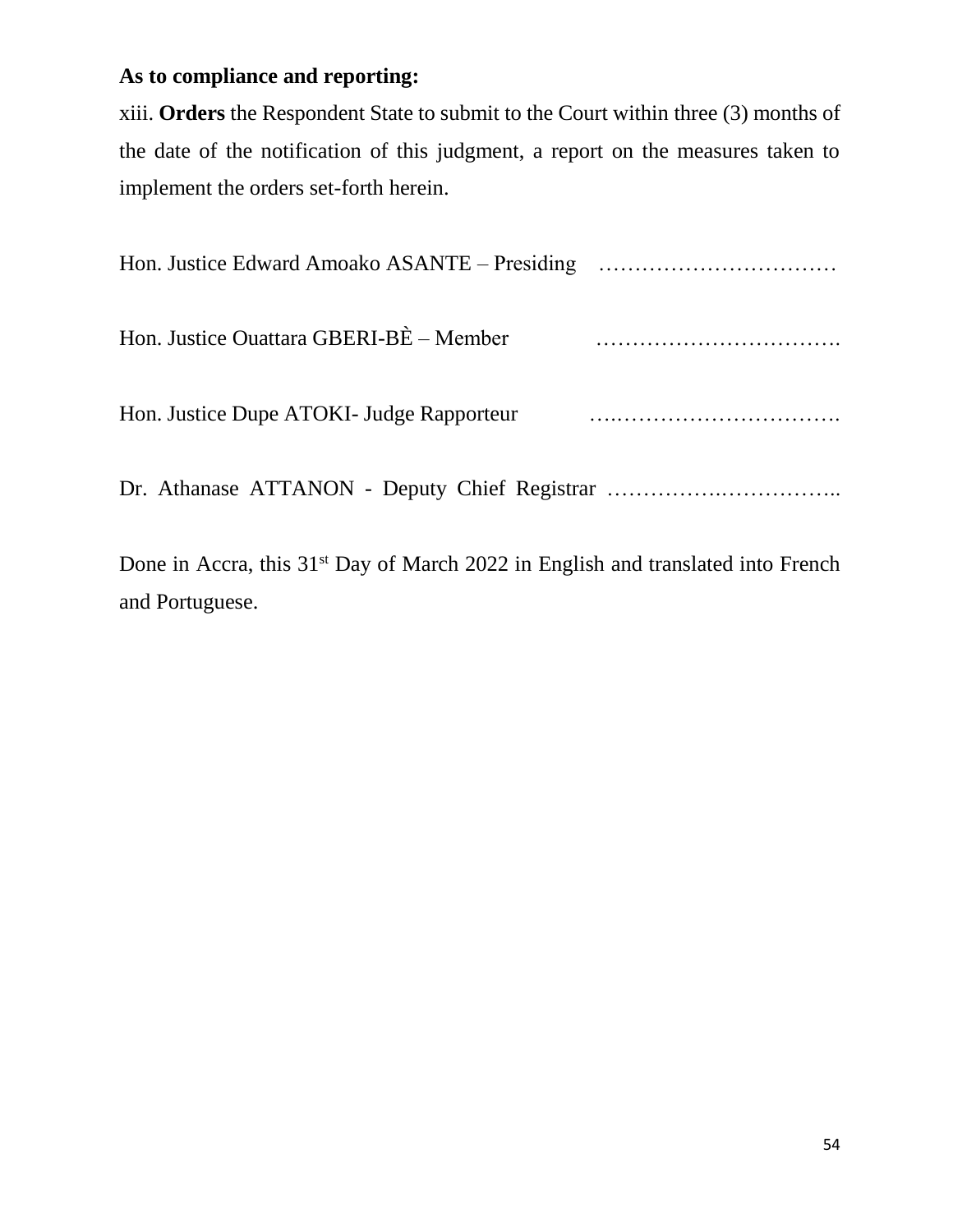**As to compliance and reporting:**

xiii. **Orders** the Respondent State to submit to the Court within three (3) months of the date of the notification of this judgment, a report on the measures taken to implement the orders set-forth herein.

Hon. Justice Edward Amoako ASANTE – Presiding ……………………………

Hon. Justice Ouattara GBERI-BÈ – Member …………………………….

Hon. Justice Dupe ATOKI- Judge Rapporteur ….………………………….

Dr. Athanase ATTANON - Deputy Chief Registrar …………….……………..

Done in Accra, this 31st Day of March 2022 in English and translated into French and Portuguese.